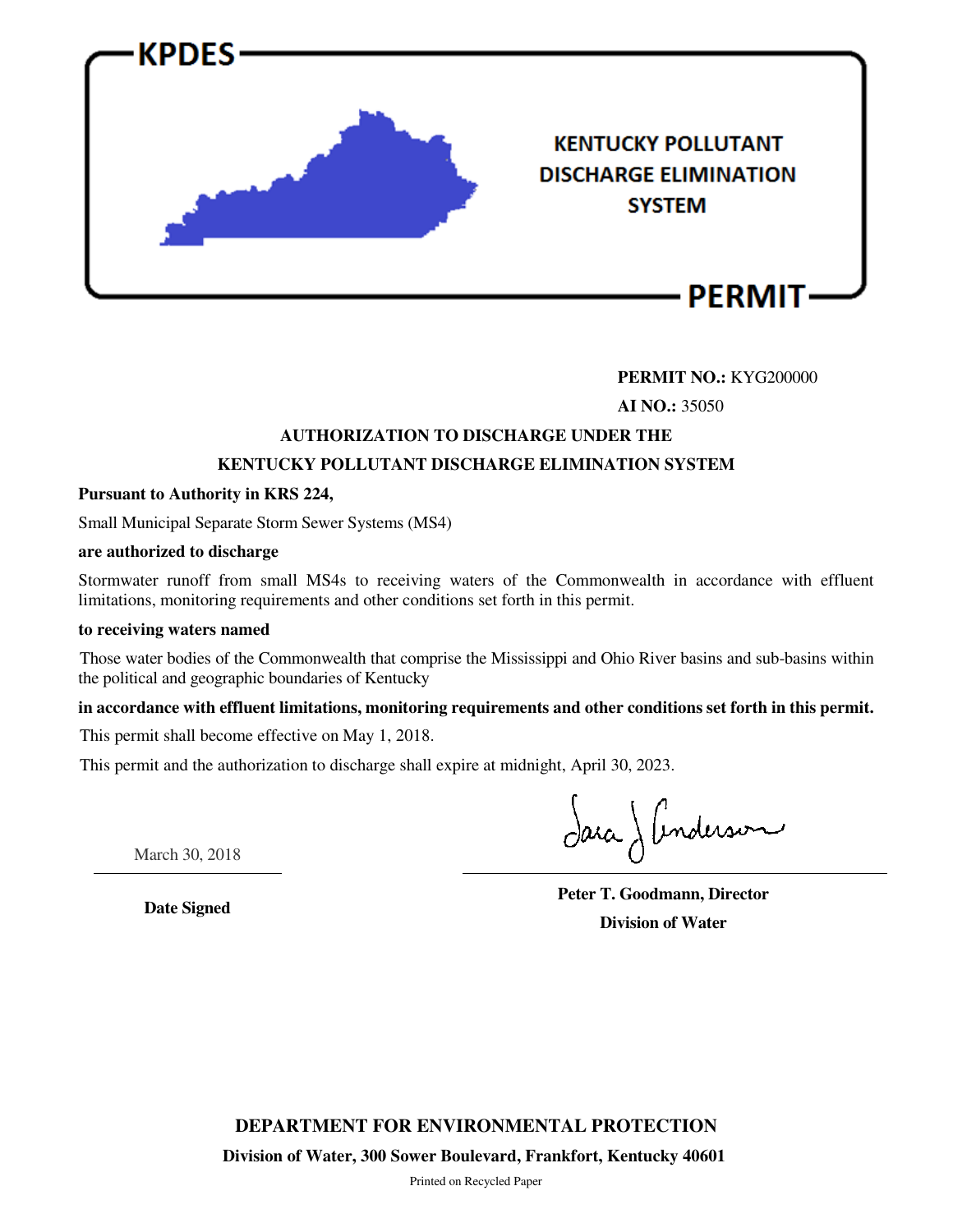# KPDES

## KENTUCKY POLLUTANT DISCHARGE ELIMINATION SYSTEM

# PERMIT

**PERMIT NO.:** KYG200000

**AI NO.:** 35050

**AUTHORIZATION TO DISCHARGE UNDER THE KENTUCKY POLLUTANT DISCHARGE ELIMINATION SYSTEM**

**Pursuant to Authority in KRS 224,**

Small Municipal Separate Storm Sewer Systems (MS4)

**are authorized to discharge**

Stormwater runoff from small MS4s to receiving waters of the Commonwealth in accordance with effluent limitations, monitoring requirements and other conditions set forth in this permit.

**to receiving waters named**

Those water bodies of the Commonwealth that comprise the Mississippi and Ohio River basins and sub-basins within the political and geographic boundaries of Kentucky

**in accordance with effluent limitations, monitoring requirements and other conditions set forth in this permit.**

This permit shall become effective on May 1, 2018.

This permit and the authorization to discharge shall expire at midnight, April 30, 2023.

March 30, 2018

**Date Signed**

Sara J Anderson

**Peter T. Goodmann, Director**

**Division of Water**

**DEPARTMENT FOR ENVIRONMENTAL PROTECTION**

**Division of Water, 300 Sower Boulevard, Frankfort, Kentucky 40601**

Printed on Recycled Paper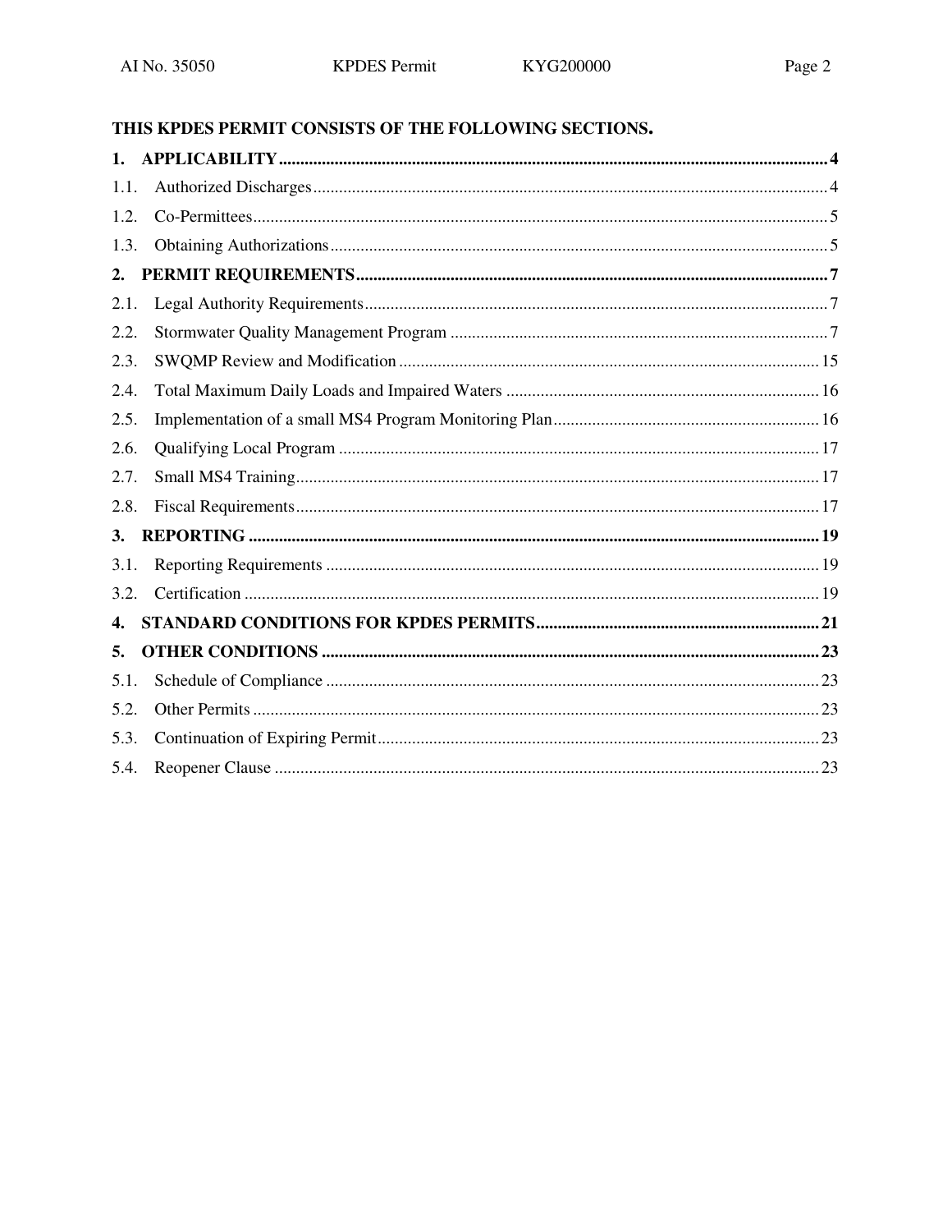**THIS KPDES PERMIT CONSISTS OF THE FOLLOWING SECTIONS.**

| | | |
|---|---|---|
| **1.** | **APPLICABILITY** | **4** |
| 1.1. | Authorized Discharges | 4 |
| 1.2. | Co-Permittees | 5 |
| 1.3. | Obtaining Authorizations | 5 |
| **2.** | **PERMIT REQUIREMENTS** | **7** |
| 2.1. | Legal Authority Requirements | 7 |
| 2.2. | Stormwater Quality Management Program | 7 |
| 2.3. | SWQMP Review and Modification | 15 |
| 2.4. | Total Maximum Daily Loads and Impaired Waters | 16 |
| 2.5. | Implementation of a small MS4 Program Monitoring Plan | 16 |
| 2.6. | Qualifying Local Program | 17 |
| 2.7. | Small MS4 Training | 17 |
| 2.8. | Fiscal Requirements | 17 |
| **3.** | **REPORTING** | **19** |
| 3.1. | Reporting Requirements | 19 |
| 3.2. | Certification | 19 |
| **4.** | **STANDARD CONDITIONS FOR KPDES PERMITS** | **21** |
| **5.** | **OTHER CONDITIONS** | **23** |
| 5.1. | Schedule of Compliance | 23 |
| 5.2. | Other Permits | 23 |
| 5.3. | Continuation of Expiring Permit | 23 |
| 5.4. | Reopener Clause | 23 |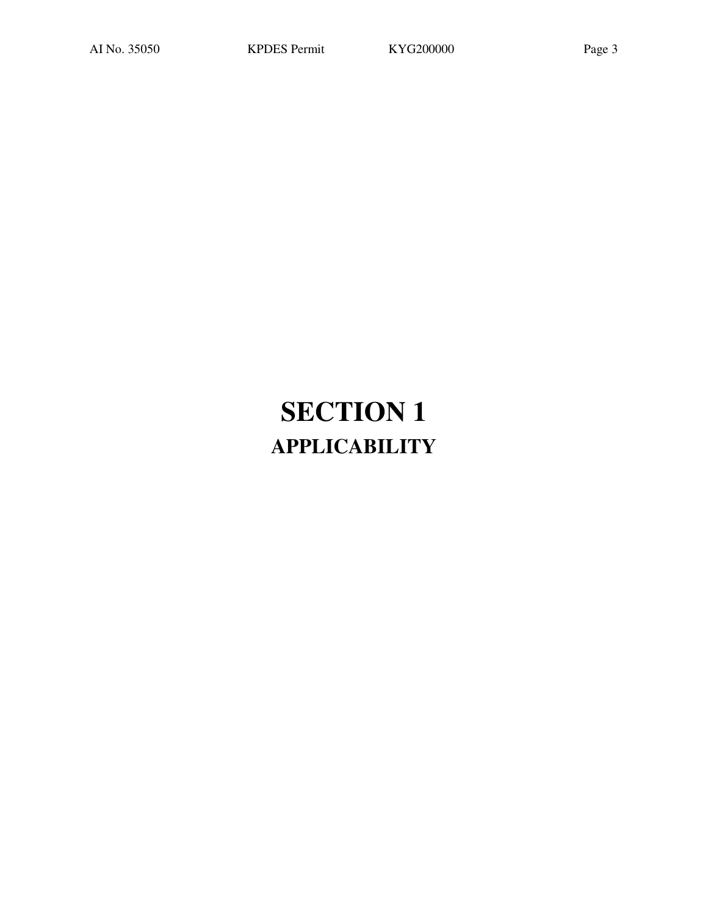# SECTION 1

## APPLICABILITY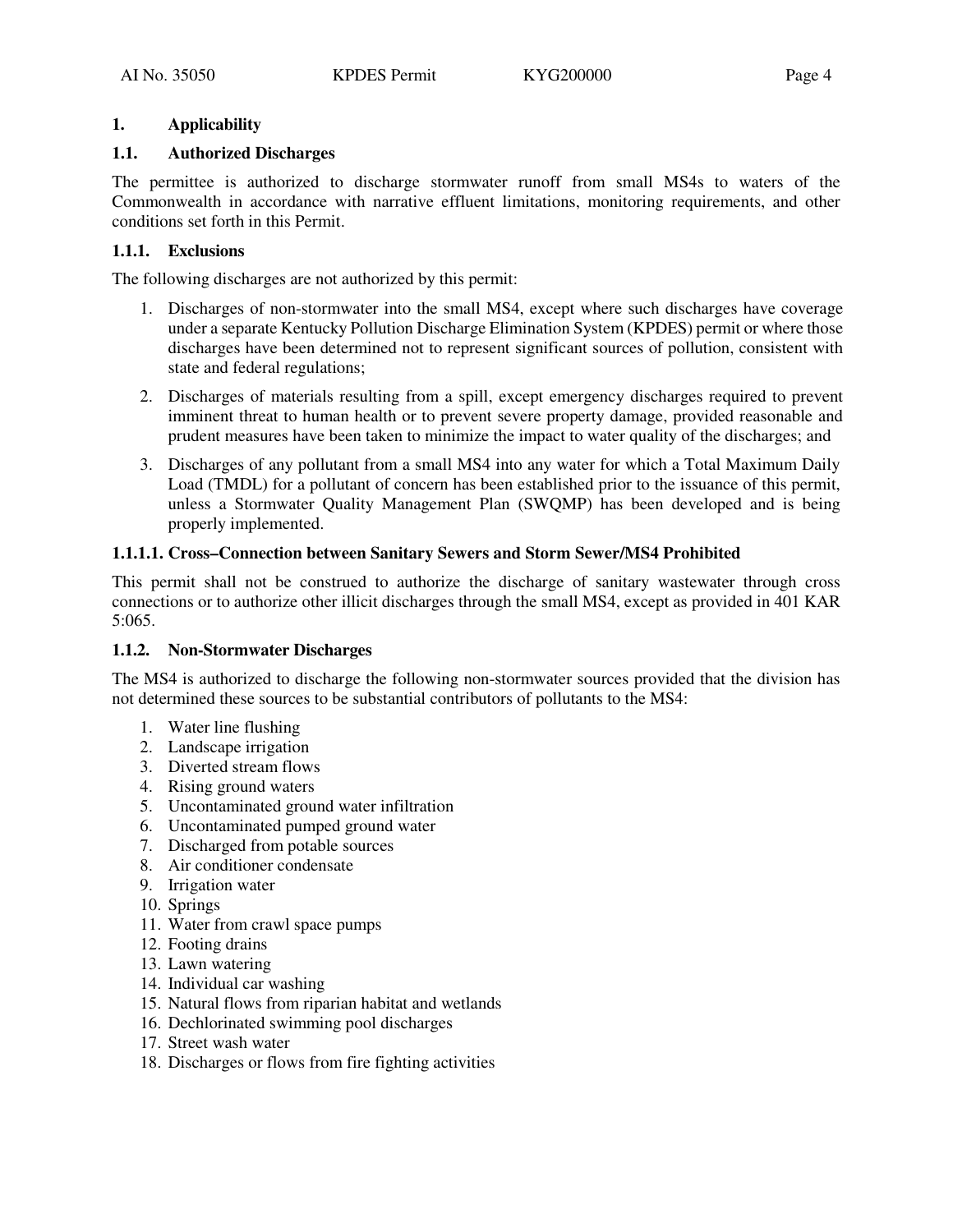# 1. Applicability

## 1.1. Authorized Discharges

The permittee is authorized to discharge stormwater runoff from small MS4s to waters of the Commonwealth in accordance with narrative effluent limitations, monitoring requirements, and other conditions set forth in this Permit.

### 1.1.1. Exclusions

The following discharges are not authorized by this permit:

1. Discharges of non-stormwater into the small MS4, except where such discharges have coverage under a separate Kentucky Pollution Discharge Elimination System (KPDES) permit or where those discharges have been determined not to represent significant sources of pollution, consistent with state and federal regulations;
2. Discharges of materials resulting from a spill, except emergency discharges required to prevent imminent threat to human health or to prevent severe property damage, provided reasonable and prudent measures have been taken to minimize the impact to water quality of the discharges; and
3. Discharges of any pollutant from a small MS4 into any water for which a Total Maximum Daily Load (TMDL) for a pollutant of concern has been established prior to the issuance of this permit, unless a Stormwater Quality Management Plan (SWQMP) has been developed and is being properly implemented.

#### 1.1.1.1. Cross–Connection between Sanitary Sewers and Storm Sewer/MS4 Prohibited

This permit shall not be construed to authorize the discharge of sanitary wastewater through cross connections or to authorize other illicit discharges through the small MS4, except as provided in 401 KAR 5:065.

### 1.1.2. Non-Stormwater Discharges

The MS4 is authorized to discharge the following non-stormwater sources provided that the division has not determined these sources to be substantial contributors of pollutants to the MS4:

1. Water line flushing
2. Landscape irrigation
3. Diverted stream flows
4. Rising ground waters
5. Uncontaminated ground water infiltration
6. Uncontaminated pumped ground water
7. Discharged from potable sources
8. Air conditioner condensate
9. Irrigation water
10. Springs
11. Water from crawl space pumps
12. Footing drains
13. Lawn watering
14. Individual car washing
15. Natural flows from riparian habitat and wetlands
16. Dechlorinated swimming pool discharges
17. Street wash water
18. Discharges or flows from fire fighting activities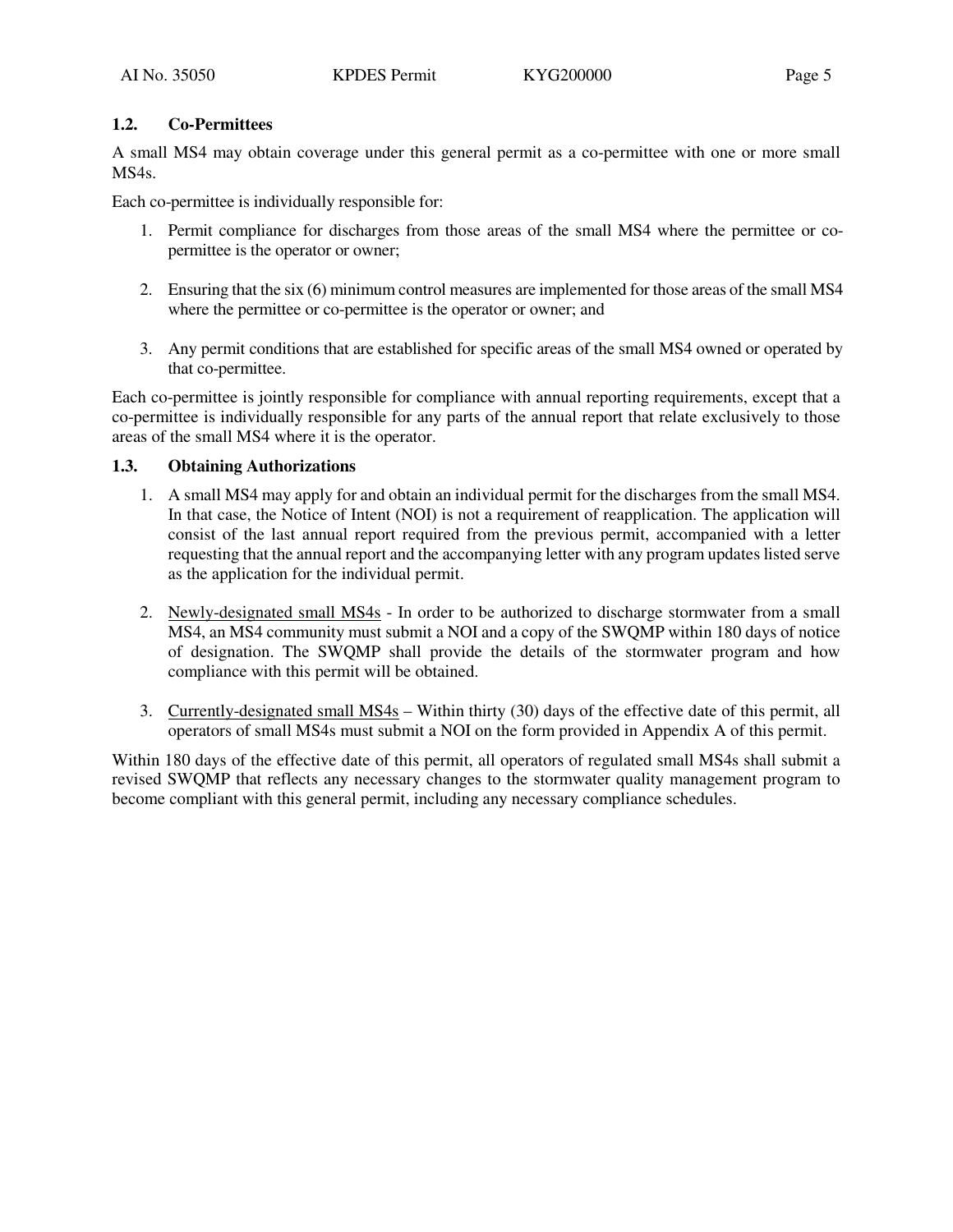### 1.2. Co-Permittees

A small MS4 may obtain coverage under this general permit as a co-permittee with one or more small MS4s.

Each co-permittee is individually responsible for:

1. Permit compliance for discharges from those areas of the small MS4 where the permittee or co-permittee is the operator or owner;
2. Ensuring that the six (6) minimum control measures are implemented for those areas of the small MS4 where the permittee or co-permittee is the operator or owner; and
3. Any permit conditions that are established for specific areas of the small MS4 owned or operated by that co-permittee.

Each co-permittee is jointly responsible for compliance with annual reporting requirements, except that a co-permittee is individually responsible for any parts of the annual report that relate exclusively to those areas of the small MS4 where it is the operator.

### 1.3. Obtaining Authorizations

1. A small MS4 may apply for and obtain an individual permit for the discharges from the small MS4. In that case, the Notice of Intent (NOI) is not a requirement of reapplication. The application will consist of the last annual report required from the previous permit, accompanied with a letter requesting that the annual report and the accompanying letter with any program updates listed serve as the application for the individual permit.
2. Newly-designated small MS4s - In order to be authorized to discharge stormwater from a small MS4, an MS4 community must submit a NOI and a copy of the SWQMP within 180 days of notice of designation. The SWQMP shall provide the details of the stormwater program and how compliance with this permit will be obtained.
3. Currently-designated small MS4s – Within thirty (30) days of the effective date of this permit, all operators of small MS4s must submit a NOI on the form provided in Appendix A of this permit.

Within 180 days of the effective date of this permit, all operators of regulated small MS4s shall submit a revised SWQMP that reflects any necessary changes to the stormwater quality management program to become compliant with this general permit, including any necessary compliance schedules.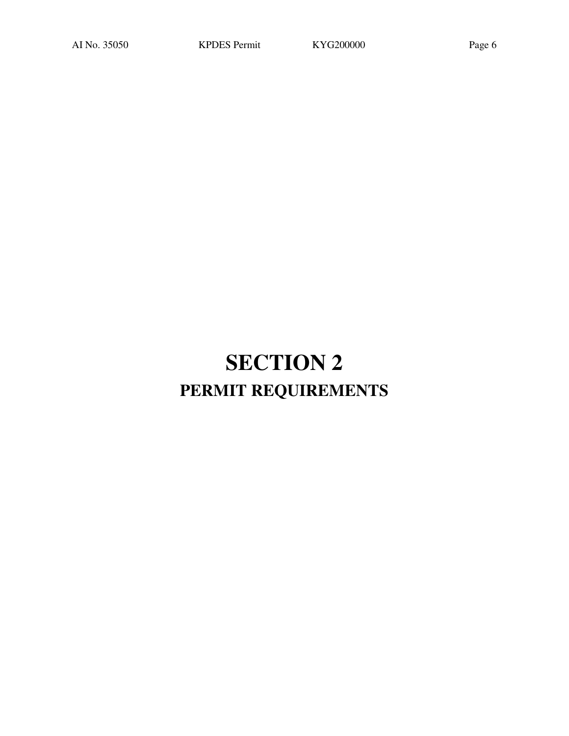# SECTION 2

## PERMIT REQUIREMENTS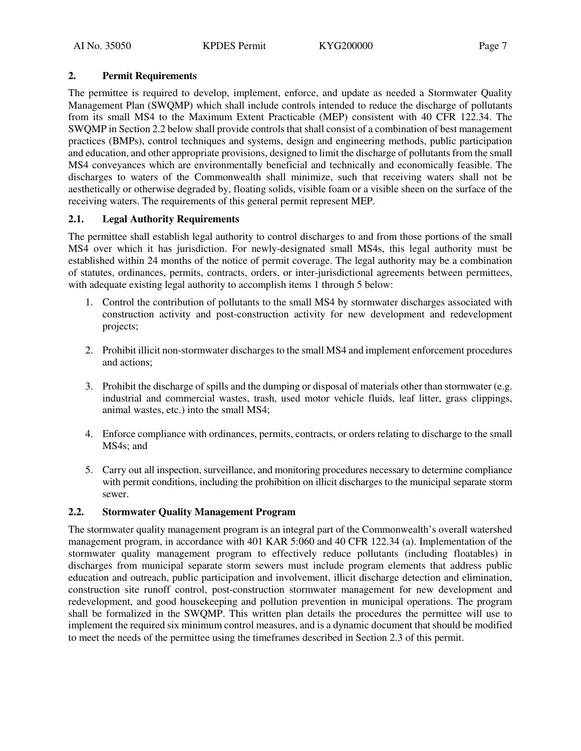## 2. Permit Requirements

The permittee is required to develop, implement, enforce, and update as needed a Stormwater Quality Management Plan (SWQMP) which shall include controls intended to reduce the discharge of pollutants from its small MS4 to the Maximum Extent Practicable (MEP) consistent with 40 CFR 122.34. The SWQMP in Section 2.2 below shall provide controls that shall consist of a combination of best management practices (BMPs), control techniques and systems, design and engineering methods, public participation and education, and other appropriate provisions, designed to limit the discharge of pollutants from the small MS4 conveyances which are environmentally beneficial and technically and economically feasible. The discharges to waters of the Commonwealth shall minimize, such that receiving waters shall not be aesthetically or otherwise degraded by, floating solids, visible foam or a visible sheen on the surface of the receiving waters. The requirements of this general permit represent MEP.

### 2.1. Legal Authority Requirements

The permittee shall establish legal authority to control discharges to and from those portions of the small MS4 over which it has jurisdiction. For newly-designated small MS4s, this legal authority must be established within 24 months of the notice of permit coverage. The legal authority may be a combination of statutes, ordinances, permits, contracts, orders, or inter-jurisdictional agreements between permittees, with adequate existing legal authority to accomplish items 1 through 5 below:

1. Control the contribution of pollutants to the small MS4 by stormwater discharges associated with construction activity and post-construction activity for new development and redevelopment projects;

2. Prohibit illicit non-stormwater discharges to the small MS4 and implement enforcement procedures and actions;

3. Prohibit the discharge of spills and the dumping or disposal of materials other than stormwater (e.g. industrial and commercial wastes, trash, used motor vehicle fluids, leaf litter, grass clippings, animal wastes, etc.) into the small MS4;

4. Enforce compliance with ordinances, permits, contracts, or orders relating to discharge to the small MS4s; and

5. Carry out all inspection, surveillance, and monitoring procedures necessary to determine compliance with permit conditions, including the prohibition on illicit discharges to the municipal separate storm sewer.

### 2.2. Stormwater Quality Management Program

The stormwater quality management program is an integral part of the Commonwealth's overall watershed management program, in accordance with 401 KAR 5:060 and 40 CFR 122.34 (a). Implementation of the stormwater quality management program to effectively reduce pollutants (including floatables) in discharges from municipal separate storm sewers must include program elements that address public education and outreach, public participation and involvement, illicit discharge detection and elimination, construction site runoff control, post-construction stormwater management for new development and redevelopment, and good housekeeping and pollution prevention in municipal operations. The program shall be formalized in the SWQMP. This written plan details the procedures the permittee will use to implement the required six minimum control measures, and is a dynamic document that should be modified to meet the needs of the permittee using the timeframes described in Section 2.3 of this permit.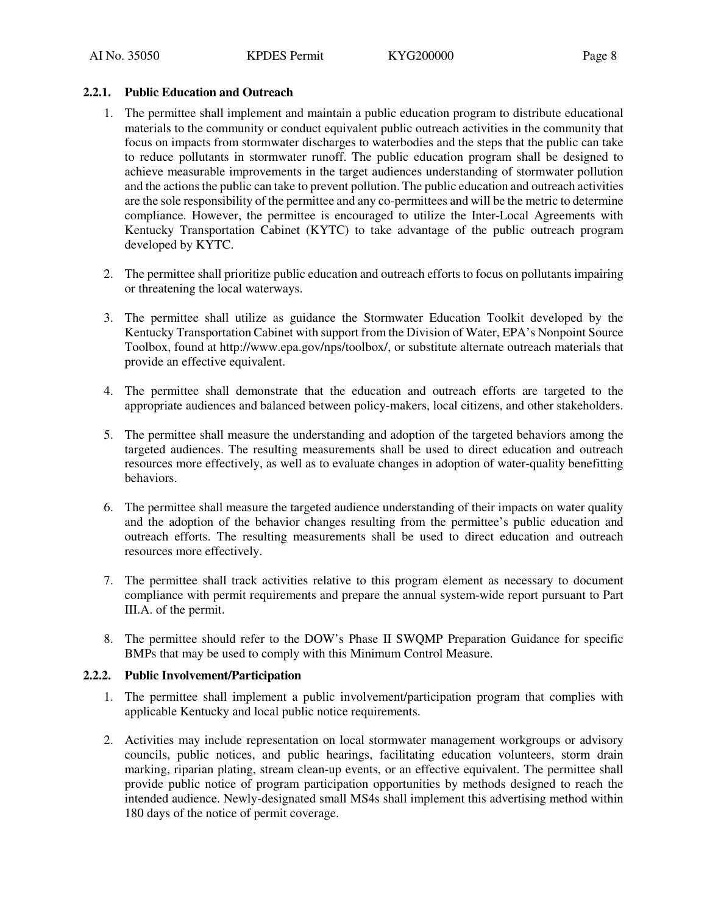### 2.2.1. Public Education and Outreach

1. The permittee shall implement and maintain a public education program to distribute educational materials to the community or conduct equivalent public outreach activities in the community that focus on impacts from stormwater discharges to waterbodies and the steps that the public can take to reduce pollutants in stormwater runoff. The public education program shall be designed to achieve measurable improvements in the target audiences understanding of stormwater pollution and the actions the public can take to prevent pollution. The public education and outreach activities are the sole responsibility of the permittee and any co-permittees and will be the metric to determine compliance. However, the permittee is encouraged to utilize the Inter-Local Agreements with Kentucky Transportation Cabinet (KYTC) to take advantage of the public outreach program developed by KYTC.

2. The permittee shall prioritize public education and outreach efforts to focus on pollutants impairing or threatening the local waterways.

3. The permittee shall utilize as guidance the Stormwater Education Toolkit developed by the Kentucky Transportation Cabinet with support from the Division of Water, EPA's Nonpoint Source Toolbox, found at http://www.epa.gov/nps/toolbox/, or substitute alternate outreach materials that provide an effective equivalent.

4. The permittee shall demonstrate that the education and outreach efforts are targeted to the appropriate audiences and balanced between policy-makers, local citizens, and other stakeholders.

5. The permittee shall measure the understanding and adoption of the targeted behaviors among the targeted audiences. The resulting measurements shall be used to direct education and outreach resources more effectively, as well as to evaluate changes in adoption of water-quality benefitting behaviors.

6. The permittee shall measure the targeted audience understanding of their impacts on water quality and the adoption of the behavior changes resulting from the permittee's public education and outreach efforts. The resulting measurements shall be used to direct education and outreach resources more effectively.

7. The permittee shall track activities relative to this program element as necessary to document compliance with permit requirements and prepare the annual system-wide report pursuant to Part III.A. of the permit.

8. The permittee should refer to the DOW's Phase II SWQMP Preparation Guidance for specific BMPs that may be used to comply with this Minimum Control Measure.

### 2.2.2. Public Involvement/Participation

1. The permittee shall implement a public involvement/participation program that complies with applicable Kentucky and local public notice requirements.

2. Activities may include representation on local stormwater management workgroups or advisory councils, public notices, and public hearings, facilitating education volunteers, storm drain marking, riparian plating, stream clean-up events, or an effective equivalent. The permittee shall provide public notice of program participation opportunities by methods designed to reach the intended audience. Newly-designated small MS4s shall implement this advertising method within 180 days of the notice of permit coverage.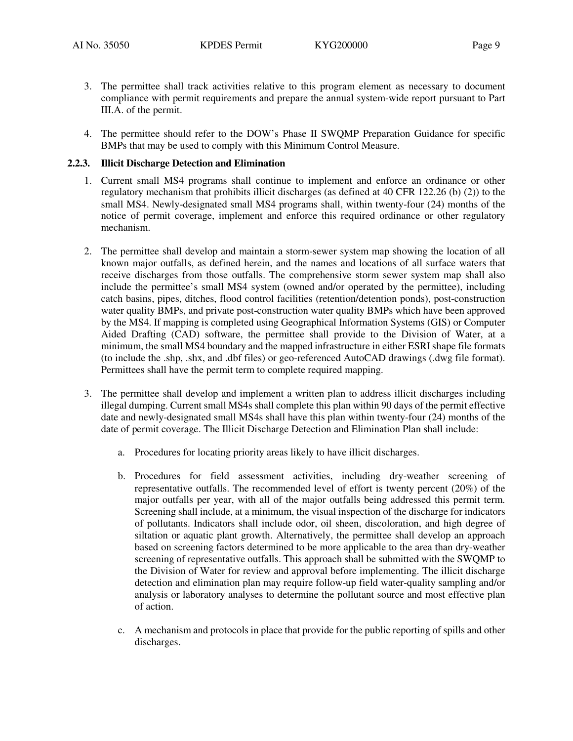3. The permittee shall track activities relative to this program element as necessary to document compliance with permit requirements and prepare the annual system-wide report pursuant to Part III.A. of the permit.

4. The permittee should refer to the DOW's Phase II SWQMP Preparation Guidance for specific BMPs that may be used to comply with this Minimum Control Measure.

### 2.2.3. Illicit Discharge Detection and Elimination

1. Current small MS4 programs shall continue to implement and enforce an ordinance or other regulatory mechanism that prohibits illicit discharges (as defined at 40 CFR 122.26 (b) (2)) to the small MS4. Newly-designated small MS4 programs shall, within twenty-four (24) months of the notice of permit coverage, implement and enforce this required ordinance or other regulatory mechanism.

2. The permittee shall develop and maintain a storm-sewer system map showing the location of all known major outfalls, as defined herein, and the names and locations of all surface waters that receive discharges from those outfalls. The comprehensive storm sewer system map shall also include the permittee's small MS4 system (owned and/or operated by the permittee), including catch basins, pipes, ditches, flood control facilities (retention/detention ponds), post-construction water quality BMPs, and private post-construction water quality BMPs which have been approved by the MS4. If mapping is completed using Geographical Information Systems (GIS) or Computer Aided Drafting (CAD) software, the permittee shall provide to the Division of Water, at a minimum, the small MS4 boundary and the mapped infrastructure in either ESRI shape file formats (to include the .shp, .shx, and .dbf files) or geo-referenced AutoCAD drawings (.dwg file format). Permittees shall have the permit term to complete required mapping.

3. The permittee shall develop and implement a written plan to address illicit discharges including illegal dumping. Current small MS4s shall complete this plan within 90 days of the permit effective date and newly-designated small MS4s shall have this plan within twenty-four (24) months of the date of permit coverage. The Illicit Discharge Detection and Elimination Plan shall include:

    a. Procedures for locating priority areas likely to have illicit discharges.

    b. Procedures for field assessment activities, including dry-weather screening of representative outfalls. The recommended level of effort is twenty percent (20%) of the major outfalls per year, with all of the major outfalls being addressed this permit term. Screening shall include, at a minimum, the visual inspection of the discharge for indicators of pollutants. Indicators shall include odor, oil sheen, discoloration, and high degree of siltation or aquatic plant growth. Alternatively, the permittee shall develop an approach based on screening factors determined to be more applicable to the area than dry-weather screening of representative outfalls. This approach shall be submitted with the SWQMP to the Division of Water for review and approval before implementing. The illicit discharge detection and elimination plan may require follow-up field water-quality sampling and/or analysis or laboratory analyses to determine the pollutant source and most effective plan of action.

    c. A mechanism and protocols in place that provide for the public reporting of spills and other discharges.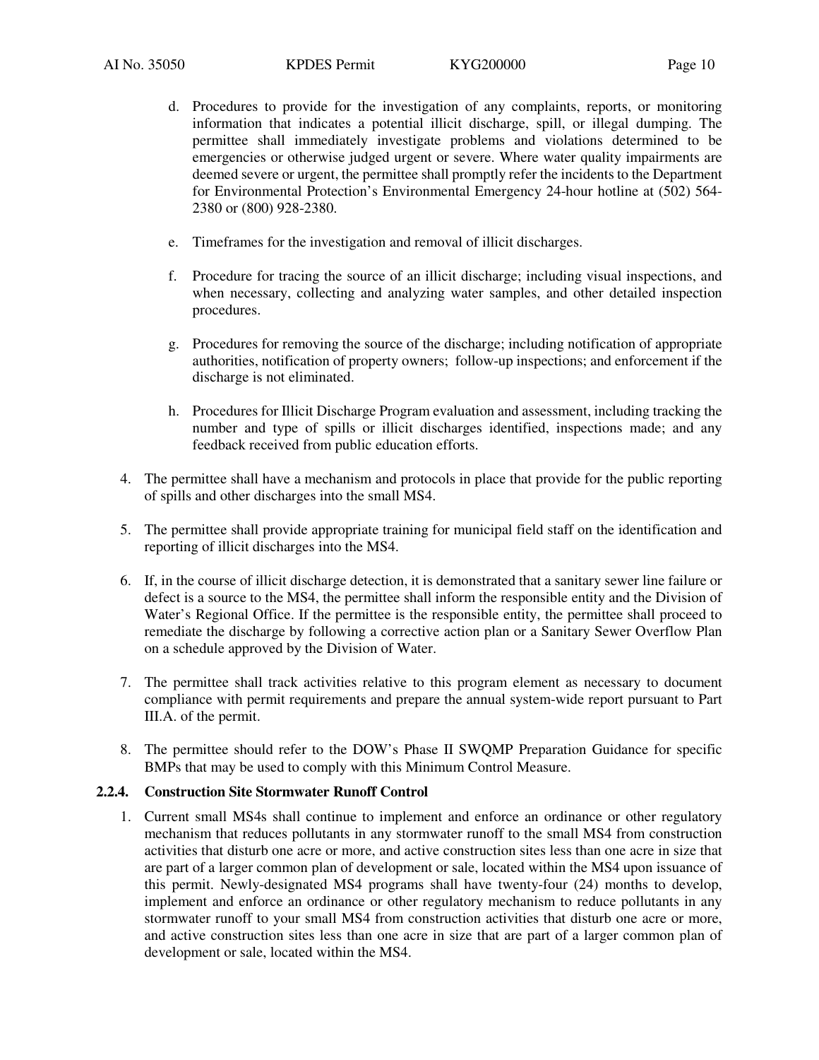d. Procedures to provide for the investigation of any complaints, reports, or monitoring information that indicates a potential illicit discharge, spill, or illegal dumping. The permittee shall immediately investigate problems and violations determined to be emergencies or otherwise judged urgent or severe. Where water quality impairments are deemed severe or urgent, the permittee shall promptly refer the incidents to the Department for Environmental Protection's Environmental Emergency 24-hour hotline at (502) 564-2380 or (800) 928-2380.

e. Timeframes for the investigation and removal of illicit discharges.

f. Procedure for tracing the source of an illicit discharge; including visual inspections, and when necessary, collecting and analyzing water samples, and other detailed inspection procedures.

g. Procedures for removing the source of the discharge; including notification of appropriate authorities, notification of property owners; follow-up inspections; and enforcement if the discharge is not eliminated.

h. Procedures for Illicit Discharge Program evaluation and assessment, including tracking the number and type of spills or illicit discharges identified, inspections made; and any feedback received from public education efforts.

4. The permittee shall have a mechanism and protocols in place that provide for the public reporting of spills and other discharges into the small MS4.

5. The permittee shall provide appropriate training for municipal field staff on the identification and reporting of illicit discharges into the MS4.

6. If, in the course of illicit discharge detection, it is demonstrated that a sanitary sewer line failure or defect is a source to the MS4, the permittee shall inform the responsible entity and the Division of Water's Regional Office. If the permittee is the responsible entity, the permittee shall proceed to remediate the discharge by following a corrective action plan or a Sanitary Sewer Overflow Plan on a schedule approved by the Division of Water.

7. The permittee shall track activities relative to this program element as necessary to document compliance with permit requirements and prepare the annual system-wide report pursuant to Part III.A. of the permit.

8. The permittee should refer to the DOW's Phase II SWQMP Preparation Guidance for specific BMPs that may be used to comply with this Minimum Control Measure.

### 2.2.4. Construction Site Stormwater Runoff Control

1. Current small MS4s shall continue to implement and enforce an ordinance or other regulatory mechanism that reduces pollutants in any stormwater runoff to the small MS4 from construction activities that disturb one acre or more, and active construction sites less than one acre in size that are part of a larger common plan of development or sale, located within the MS4 upon issuance of this permit. Newly-designated MS4 programs shall have twenty-four (24) months to develop, implement and enforce an ordinance or other regulatory mechanism to reduce pollutants in any stormwater runoff to your small MS4 from construction activities that disturb one acre or more, and active construction sites less than one acre in size that are part of a larger common plan of development or sale, located within the MS4.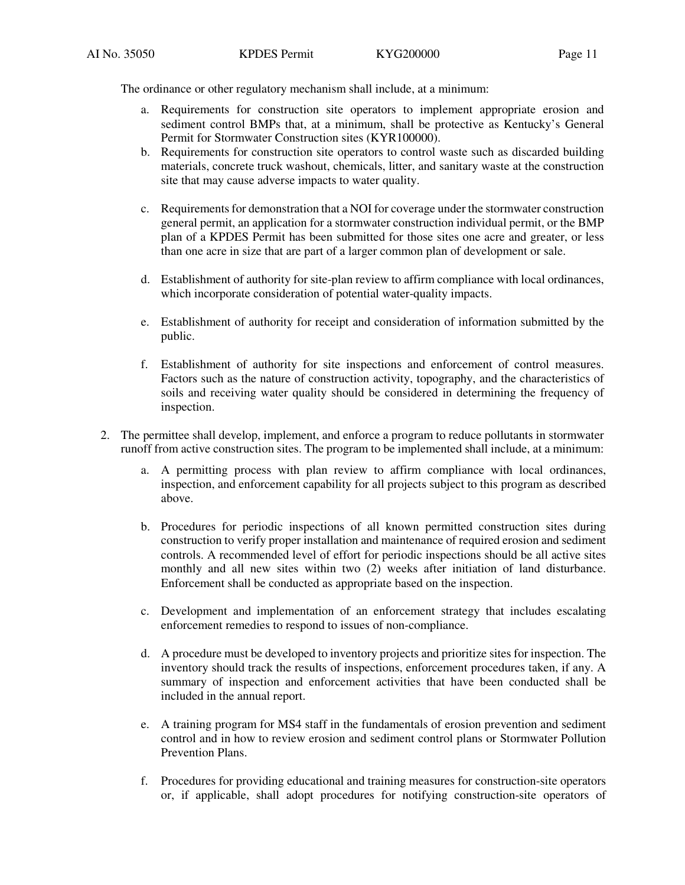The ordinance or other regulatory mechanism shall include, at a minimum:

a. Requirements for construction site operators to implement appropriate erosion and sediment control BMPs that, at a minimum, shall be protective as Kentucky's General Permit for Stormwater Construction sites (KYR100000).

b. Requirements for construction site operators to control waste such as discarded building materials, concrete truck washout, chemicals, litter, and sanitary waste at the construction site that may cause adverse impacts to water quality.

c. Requirements for demonstration that a NOI for coverage under the stormwater construction general permit, an application for a stormwater construction individual permit, or the BMP plan of a KPDES Permit has been submitted for those sites one acre and greater, or less than one acre in size that are part of a larger common plan of development or sale.

d. Establishment of authority for site-plan review to affirm compliance with local ordinances, which incorporate consideration of potential water-quality impacts.

e. Establishment of authority for receipt and consideration of information submitted by the public.

f. Establishment of authority for site inspections and enforcement of control measures. Factors such as the nature of construction activity, topography, and the characteristics of soils and receiving water quality should be considered in determining the frequency of inspection.

2. The permittee shall develop, implement, and enforce a program to reduce pollutants in stormwater runoff from active construction sites. The program to be implemented shall include, at a minimum:

   a. A permitting process with plan review to affirm compliance with local ordinances, inspection, and enforcement capability for all projects subject to this program as described above.

   b. Procedures for periodic inspections of all known permitted construction sites during construction to verify proper installation and maintenance of required erosion and sediment controls. A recommended level of effort for periodic inspections should be all active sites monthly and all new sites within two (2) weeks after initiation of land disturbance. Enforcement shall be conducted as appropriate based on the inspection.

   c. Development and implementation of an enforcement strategy that includes escalating enforcement remedies to respond to issues of non-compliance.

   d. A procedure must be developed to inventory projects and prioritize sites for inspection. The inventory should track the results of inspections, enforcement procedures taken, if any. A summary of inspection and enforcement activities that have been conducted shall be included in the annual report.

   e. A training program for MS4 staff in the fundamentals of erosion prevention and sediment control and in how to review erosion and sediment control plans or Stormwater Pollution Prevention Plans.

   f. Procedures for providing educational and training measures for construction-site operators or, if applicable, shall adopt procedures for notifying construction-site operators of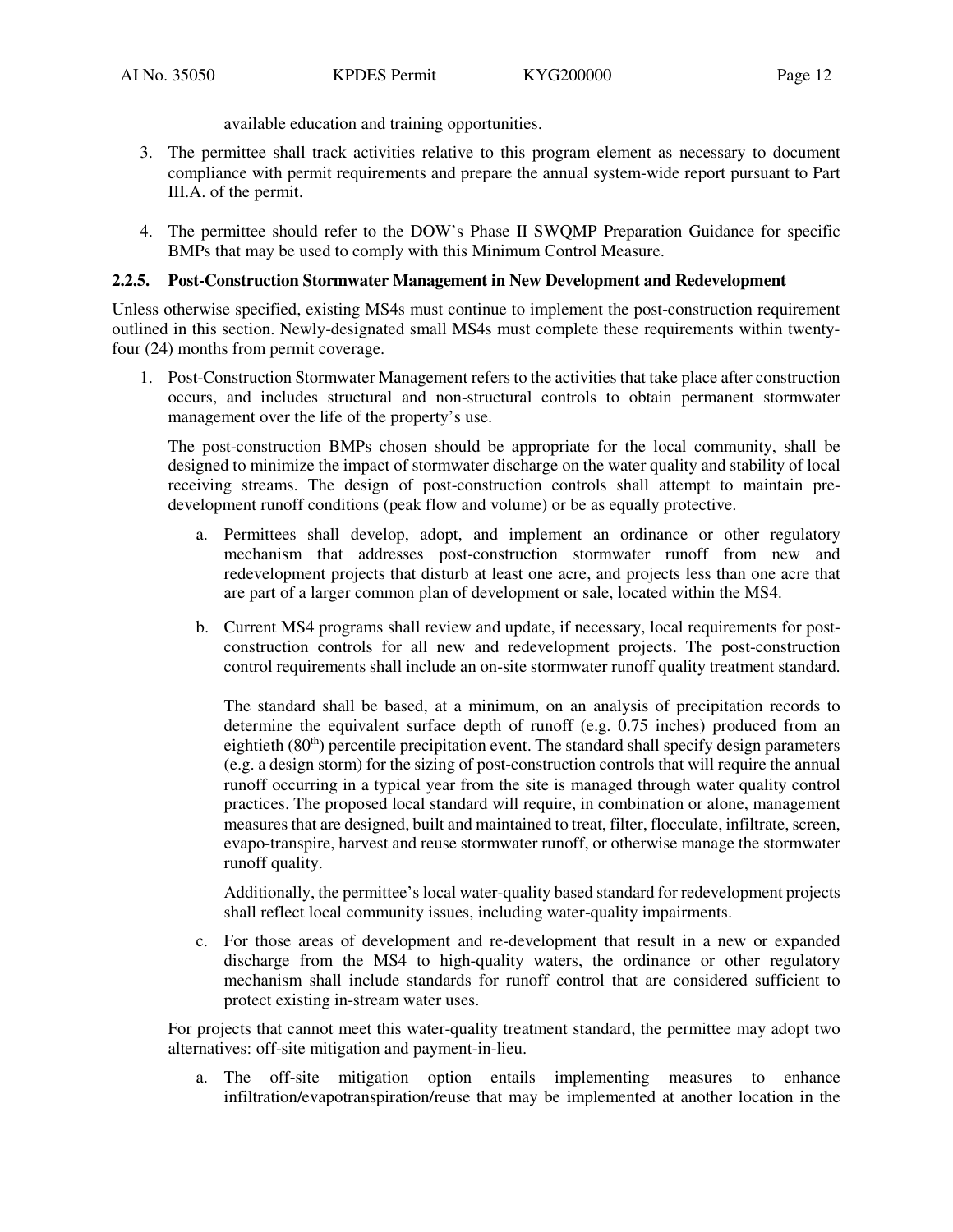available education and training opportunities.

3. The permittee shall track activities relative to this program element as necessary to document compliance with permit requirements and prepare the annual system-wide report pursuant to Part III.A. of the permit.

4. The permittee should refer to the DOW's Phase II SWQMP Preparation Guidance for specific BMPs that may be used to comply with this Minimum Control Measure.

### 2.2.5. Post-Construction Stormwater Management in New Development and Redevelopment

Unless otherwise specified, existing MS4s must continue to implement the post-construction requirement outlined in this section. Newly-designated small MS4s must complete these requirements within twenty-four (24) months from permit coverage.

1. Post-Construction Stormwater Management refers to the activities that take place after construction occurs, and includes structural and non-structural controls to obtain permanent stormwater management over the life of the property's use.

   The post-construction BMPs chosen should be appropriate for the local community, shall be designed to minimize the impact of stormwater discharge on the water quality and stability of local receiving streams. The design of post-construction controls shall attempt to maintain pre-development runoff conditions (peak flow and volume) or be as equally protective.

   a. Permittees shall develop, adopt, and implement an ordinance or other regulatory mechanism that addresses post-construction stormwater runoff from new and redevelopment projects that disturb at least one acre, and projects less than one acre that are part of a larger common plan of development or sale, located within the MS4.

   b. Current MS4 programs shall review and update, if necessary, local requirements for post-construction controls for all new and redevelopment projects. The post-construction control requirements shall include an on-site stormwater runoff quality treatment standard.

      The standard shall be based, at a minimum, on an analysis of precipitation records to determine the equivalent surface depth of runoff (e.g. 0.75 inches) produced from an eightieth ($80^{th}$) percentile precipitation event. The standard shall specify design parameters (e.g. a design storm) for the sizing of post-construction controls that will require the annual runoff occurring in a typical year from the site is managed through water quality control practices. The proposed local standard will require, in combination or alone, management measures that are designed, built and maintained to treat, filter, flocculate, infiltrate, screen, evapo-transpire, harvest and reuse stormwater runoff, or otherwise manage the stormwater runoff quality.

      Additionally, the permittee's local water-quality based standard for redevelopment projects shall reflect local community issues, including water-quality impairments.

   c. For those areas of development and re-development that result in a new or expanded discharge from the MS4 to high-quality waters, the ordinance or other regulatory mechanism shall include standards for runoff control that are considered sufficient to protect existing in-stream water uses.

   For projects that cannot meet this water-quality treatment standard, the permittee may adopt two alternatives: off-site mitigation and payment-in-lieu.

   a. The off-site mitigation option entails implementing measures to enhance infiltration/evapotranspiration/reuse that may be implemented at another location in the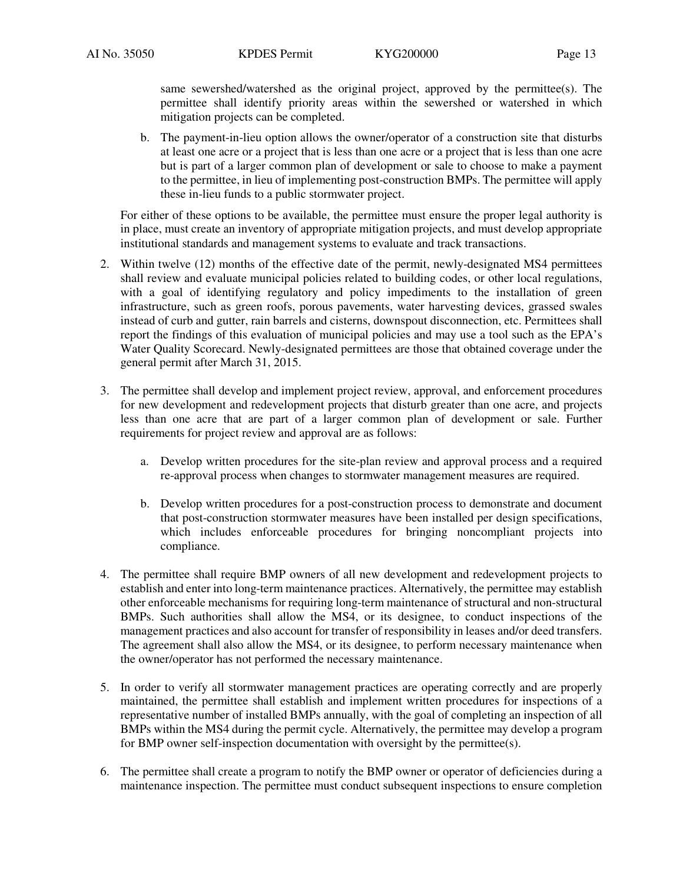same sewershed/watershed as the original project, approved by the permittee(s). The permittee shall identify priority areas within the sewershed or watershed in which mitigation projects can be completed.

b. The payment-in-lieu option allows the owner/operator of a construction site that disturbs at least one acre or a project that is less than one acre or a project that is less than one acre but is part of a larger common plan of development or sale to choose to make a payment to the permittee, in lieu of implementing post-construction BMPs. The permittee will apply these in-lieu funds to a public stormwater project.

For either of these options to be available, the permittee must ensure the proper legal authority is in place, must create an inventory of appropriate mitigation projects, and must develop appropriate institutional standards and management systems to evaluate and track transactions.

2. Within twelve (12) months of the effective date of the permit, newly-designated MS4 permittees shall review and evaluate municipal policies related to building codes, or other local regulations, with a goal of identifying regulatory and policy impediments to the installation of green infrastructure, such as green roofs, porous pavements, water harvesting devices, grassed swales instead of curb and gutter, rain barrels and cisterns, downspout disconnection, etc. Permittees shall report the findings of this evaluation of municipal policies and may use a tool such as the EPA's Water Quality Scorecard. Newly-designated permittees are those that obtained coverage under the general permit after March 31, 2015.

3. The permittee shall develop and implement project review, approval, and enforcement procedures for new development and redevelopment projects that disturb greater than one acre, and projects less than one acre that are part of a larger common plan of development or sale. Further requirements for project review and approval are as follows:

   a. Develop written procedures for the site-plan review and approval process and a required re-approval process when changes to stormwater management measures are required.

   b. Develop written procedures for a post-construction process to demonstrate and document that post-construction stormwater measures have been installed per design specifications, which includes enforceable procedures for bringing noncompliant projects into compliance.

4. The permittee shall require BMP owners of all new development and redevelopment projects to establish and enter into long-term maintenance practices. Alternatively, the permittee may establish other enforceable mechanisms for requiring long-term maintenance of structural and non-structural BMPs. Such authorities shall allow the MS4, or its designee, to conduct inspections of the management practices and also account for transfer of responsibility in leases and/or deed transfers. The agreement shall also allow the MS4, or its designee, to perform necessary maintenance when the owner/operator has not performed the necessary maintenance.

5. In order to verify all stormwater management practices are operating correctly and are properly maintained, the permittee shall establish and implement written procedures for inspections of a representative number of installed BMPs annually, with the goal of completing an inspection of all BMPs within the MS4 during the permit cycle. Alternatively, the permittee may develop a program for BMP owner self-inspection documentation with oversight by the permittee(s).

6. The permittee shall create a program to notify the BMP owner or operator of deficiencies during a maintenance inspection. The permittee must conduct subsequent inspections to ensure completion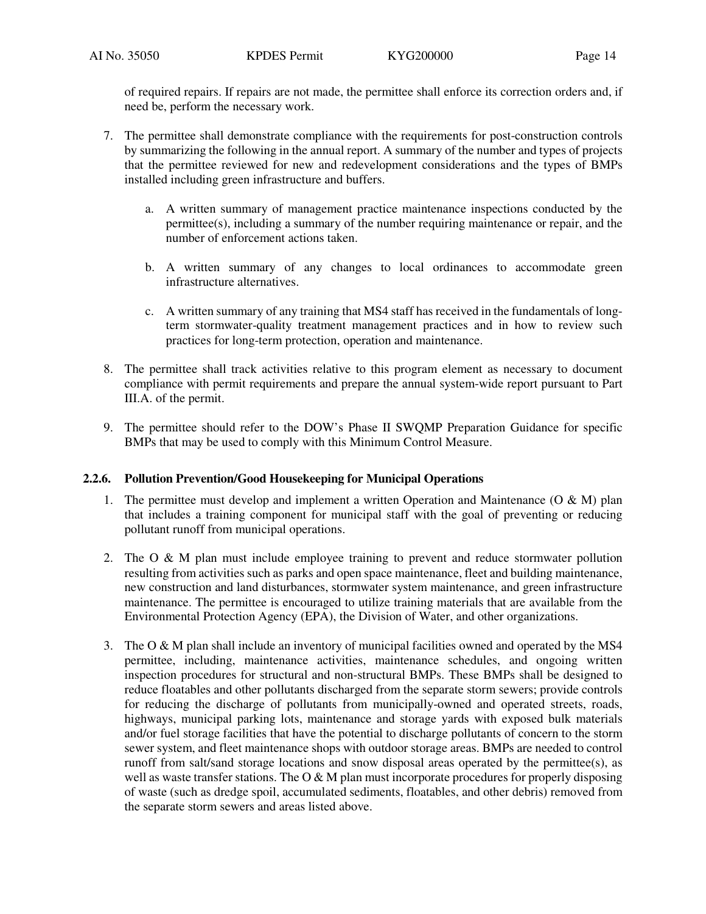of required repairs. If repairs are not made, the permittee shall enforce its correction orders and, if need be, perform the necessary work.

7. The permittee shall demonstrate compliance with the requirements for post-construction controls by summarizing the following in the annual report. A summary of the number and types of projects that the permittee reviewed for new and redevelopment considerations and the types of BMPs installed including green infrastructure and buffers.

    a. A written summary of management practice maintenance inspections conducted by the permittee(s), including a summary of the number requiring maintenance or repair, and the number of enforcement actions taken.

    b. A written summary of any changes to local ordinances to accommodate green infrastructure alternatives.

    c. A written summary of any training that MS4 staff has received in the fundamentals of long-term stormwater-quality treatment management practices and in how to review such practices for long-term protection, operation and maintenance.

8. The permittee shall track activities relative to this program element as necessary to document compliance with permit requirements and prepare the annual system-wide report pursuant to Part III.A. of the permit.

9. The permittee should refer to the DOW's Phase II SWQMP Preparation Guidance for specific BMPs that may be used to comply with this Minimum Control Measure.

### 2.2.6. Pollution Prevention/Good Housekeeping for Municipal Operations

1. The permittee must develop and implement a written Operation and Maintenance (O & M) plan that includes a training component for municipal staff with the goal of preventing or reducing pollutant runoff from municipal operations.

2. The O & M plan must include employee training to prevent and reduce stormwater pollution resulting from activities such as parks and open space maintenance, fleet and building maintenance, new construction and land disturbances, stormwater system maintenance, and green infrastructure maintenance. The permittee is encouraged to utilize training materials that are available from the Environmental Protection Agency (EPA), the Division of Water, and other organizations.

3. The O & M plan shall include an inventory of municipal facilities owned and operated by the MS4 permittee, including, maintenance activities, maintenance schedules, and ongoing written inspection procedures for structural and non-structural BMPs. These BMPs shall be designed to reduce floatables and other pollutants discharged from the separate storm sewers; provide controls for reducing the discharge of pollutants from municipally-owned and operated streets, roads, highways, municipal parking lots, maintenance and storage yards with exposed bulk materials and/or fuel storage facilities that have the potential to discharge pollutants of concern to the storm sewer system, and fleet maintenance shops with outdoor storage areas. BMPs are needed to control runoff from salt/sand storage locations and snow disposal areas operated by the permittee(s), as well as waste transfer stations. The O & M plan must incorporate procedures for properly disposing of waste (such as dredge spoil, accumulated sediments, floatables, and other debris) removed from the separate storm sewers and areas listed above.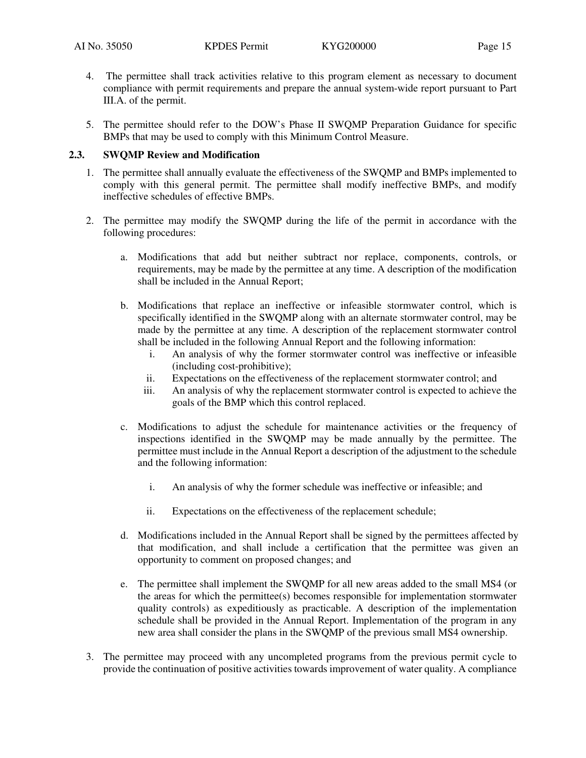4. The permittee shall track activities relative to this program element as necessary to document compliance with permit requirements and prepare the annual system-wide report pursuant to Part III.A. of the permit.

5. The permittee should refer to the DOW's Phase II SWQMP Preparation Guidance for specific BMPs that may be used to comply with this Minimum Control Measure.

### 2.3. SWQMP Review and Modification

1. The permittee shall annually evaluate the effectiveness of the SWQMP and BMPs implemented to comply with this general permit. The permittee shall modify ineffective BMPs, and modify ineffective schedules of effective BMPs.

2. The permittee may modify the SWQMP during the life of the permit in accordance with the following procedures:

   a. Modifications that add but neither subtract nor replace, components, controls, or requirements, may be made by the permittee at any time. A description of the modification shall be included in the Annual Report;

   b. Modifications that replace an ineffective or infeasible stormwater control, which is specifically identified in the SWQMP along with an alternate stormwater control, may be made by the permittee at any time. A description of the replacement stormwater control shall be included in the following Annual Report and the following information:
      i. An analysis of why the former stormwater control was ineffective or infeasible (including cost-prohibitive);
      ii. Expectations on the effectiveness of the replacement stormwater control; and
      iii. An analysis of why the replacement stormwater control is expected to achieve the goals of the BMP which this control replaced.

   c. Modifications to adjust the schedule for maintenance activities or the frequency of inspections identified in the SWQMP may be made annually by the permittee. The permittee must include in the Annual Report a description of the adjustment to the schedule and the following information:

      i. An analysis of why the former schedule was ineffective or infeasible; and

      ii. Expectations on the effectiveness of the replacement schedule;

   d. Modifications included in the Annual Report shall be signed by the permittees affected by that modification, and shall include a certification that the permittee was given an opportunity to comment on proposed changes; and

   e. The permittee shall implement the SWQMP for all new areas added to the small MS4 (or the areas for which the permittee(s) becomes responsible for implementation stormwater quality controls) as expeditiously as practicable. A description of the implementation schedule shall be provided in the Annual Report. Implementation of the program in any new area shall consider the plans in the SWQMP of the previous small MS4 ownership.

3. The permittee may proceed with any uncompleted programs from the previous permit cycle to provide the continuation of positive activities towards improvement of water quality. A compliance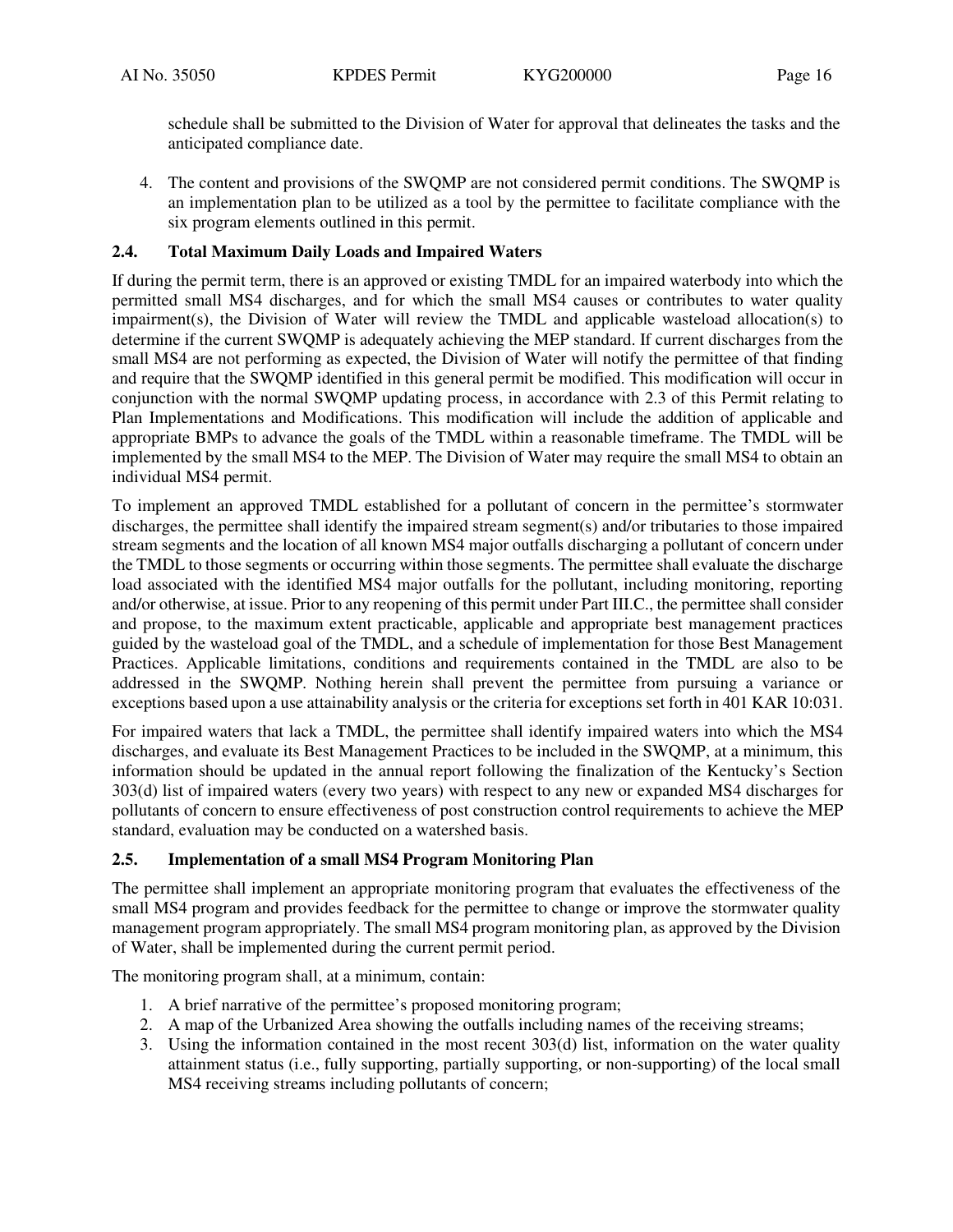schedule shall be submitted to the Division of Water for approval that delineates the tasks and the anticipated compliance date.

4. The content and provisions of the SWQMP are not considered permit conditions. The SWQMP is an implementation plan to be utilized as a tool by the permittee to facilitate compliance with the six program elements outlined in this permit.

### 2.4. Total Maximum Daily Loads and Impaired Waters

If during the permit term, there is an approved or existing TMDL for an impaired waterbody into which the permitted small MS4 discharges, and for which the small MS4 causes or contributes to water quality impairment(s), the Division of Water will review the TMDL and applicable wasteload allocation(s) to determine if the current SWQMP is adequately achieving the MEP standard. If current discharges from the small MS4 are not performing as expected, the Division of Water will notify the permittee of that finding and require that the SWQMP identified in this general permit be modified. This modification will occur in conjunction with the normal SWQMP updating process, in accordance with 2.3 of this Permit relating to Plan Implementations and Modifications. This modification will include the addition of applicable and appropriate BMPs to advance the goals of the TMDL within a reasonable timeframe. The TMDL will be implemented by the small MS4 to the MEP. The Division of Water may require the small MS4 to obtain an individual MS4 permit.

To implement an approved TMDL established for a pollutant of concern in the permittee's stormwater discharges, the permittee shall identify the impaired stream segment(s) and/or tributaries to those impaired stream segments and the location of all known MS4 major outfalls discharging a pollutant of concern under the TMDL to those segments or occurring within those segments. The permittee shall evaluate the discharge load associated with the identified MS4 major outfalls for the pollutant, including monitoring, reporting and/or otherwise, at issue. Prior to any reopening of this permit under Part III.C., the permittee shall consider and propose, to the maximum extent practicable, applicable and appropriate best management practices guided by the wasteload goal of the TMDL, and a schedule of implementation for those Best Management Practices. Applicable limitations, conditions and requirements contained in the TMDL are also to be addressed in the SWQMP. Nothing herein shall prevent the permittee from pursuing a variance or exceptions based upon a use attainability analysis or the criteria for exceptions set forth in 401 KAR 10:031.

For impaired waters that lack a TMDL, the permittee shall identify impaired waters into which the MS4 discharges, and evaluate its Best Management Practices to be included in the SWQMP, at a minimum, this information should be updated in the annual report following the finalization of the Kentucky's Section 303(d) list of impaired waters (every two years) with respect to any new or expanded MS4 discharges for pollutants of concern to ensure effectiveness of post construction control requirements to achieve the MEP standard, evaluation may be conducted on a watershed basis.

### 2.5. Implementation of a small MS4 Program Monitoring Plan

The permittee shall implement an appropriate monitoring program that evaluates the effectiveness of the small MS4 program and provides feedback for the permittee to change or improve the stormwater quality management program appropriately. The small MS4 program monitoring plan, as approved by the Division of Water, shall be implemented during the current permit period.

The monitoring program shall, at a minimum, contain:

1. A brief narrative of the permittee's proposed monitoring program;
2. A map of the Urbanized Area showing the outfalls including names of the receiving streams;
3. Using the information contained in the most recent 303(d) list, information on the water quality attainment status (i.e., fully supporting, partially supporting, or non-supporting) of the local small MS4 receiving streams including pollutants of concern;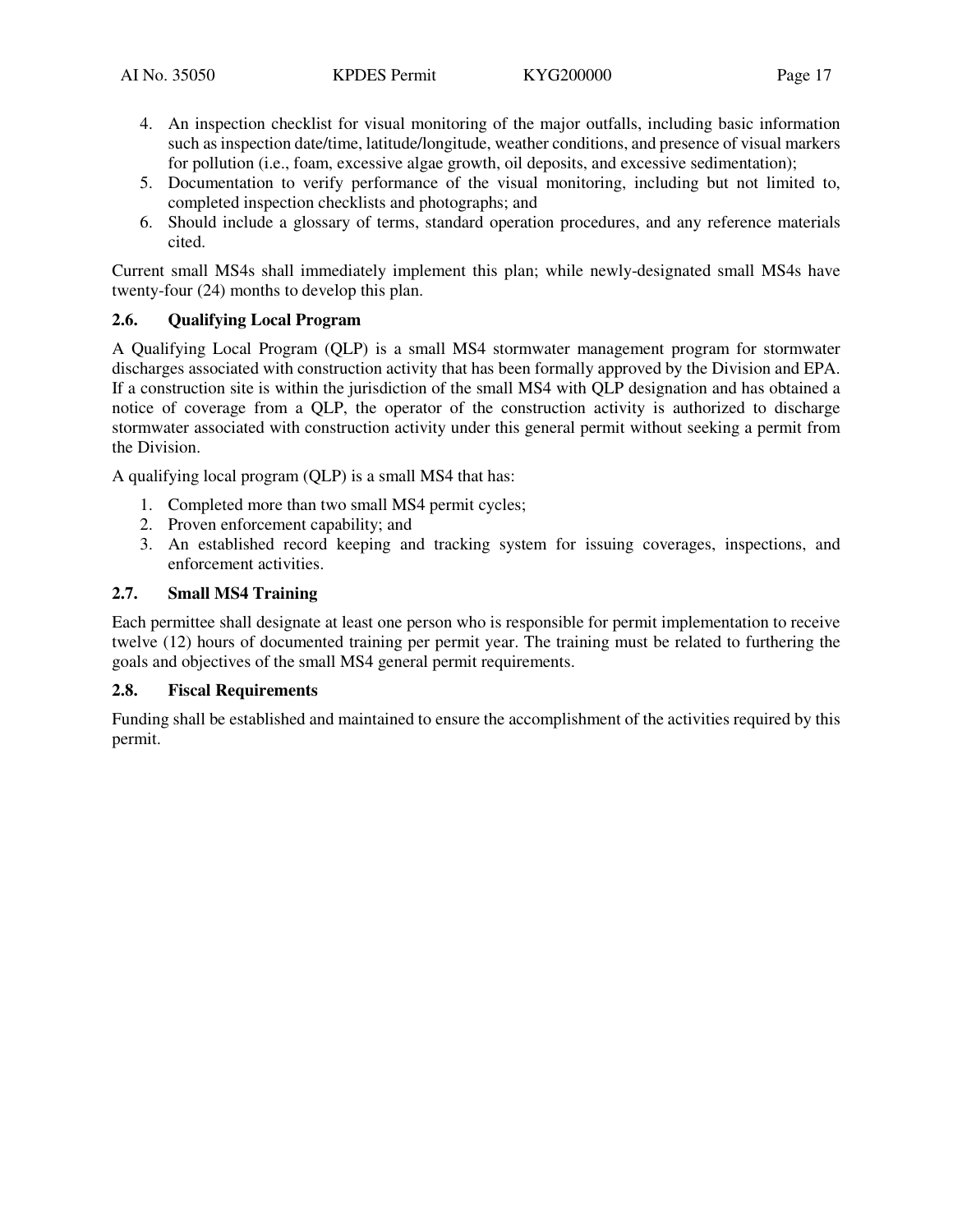4. An inspection checklist for visual monitoring of the major outfalls, including basic information such as inspection date/time, latitude/longitude, weather conditions, and presence of visual markers for pollution (i.e., foam, excessive algae growth, oil deposits, and excessive sedimentation);
5. Documentation to verify performance of the visual monitoring, including but not limited to, completed inspection checklists and photographs; and
6. Should include a glossary of terms, standard operation procedures, and any reference materials cited.

Current small MS4s shall immediately implement this plan; while newly-designated small MS4s have twenty-four (24) months to develop this plan.

### 2.6. Qualifying Local Program

A Qualifying Local Program (QLP) is a small MS4 stormwater management program for stormwater discharges associated with construction activity that has been formally approved by the Division and EPA. If a construction site is within the jurisdiction of the small MS4 with QLP designation and has obtained a notice of coverage from a QLP, the operator of the construction activity is authorized to discharge stormwater associated with construction activity under this general permit without seeking a permit from the Division.

A qualifying local program (QLP) is a small MS4 that has:

1. Completed more than two small MS4 permit cycles;
2. Proven enforcement capability; and
3. An established record keeping and tracking system for issuing coverages, inspections, and enforcement activities.

### 2.7. Small MS4 Training

Each permittee shall designate at least one person who is responsible for permit implementation to receive twelve (12) hours of documented training per permit year. The training must be related to furthering the goals and objectives of the small MS4 general permit requirements.

### 2.8. Fiscal Requirements

Funding shall be established and maintained to ensure the accomplishment of the activities required by this permit.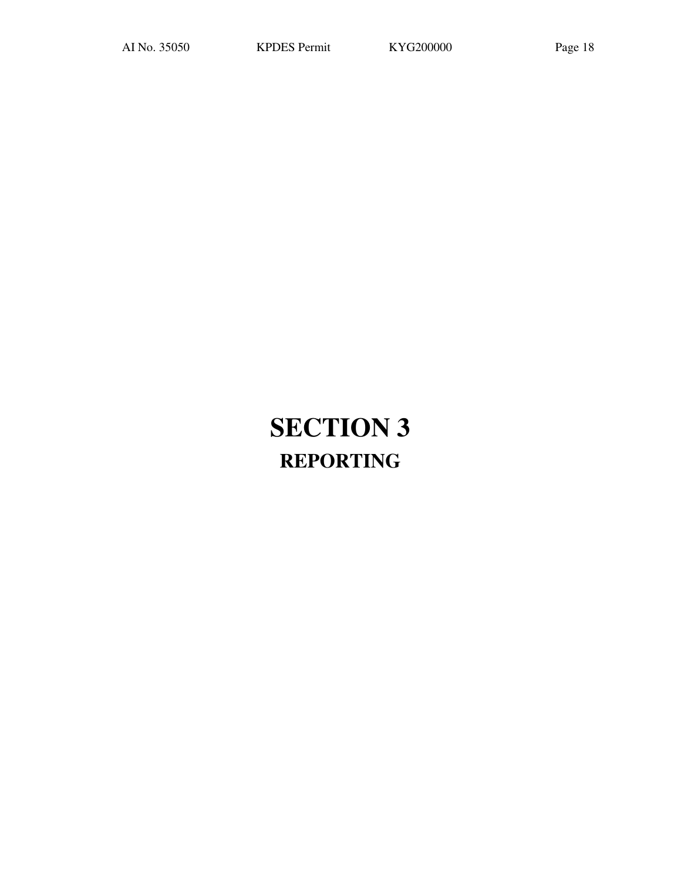# SECTION 3

## REPORTING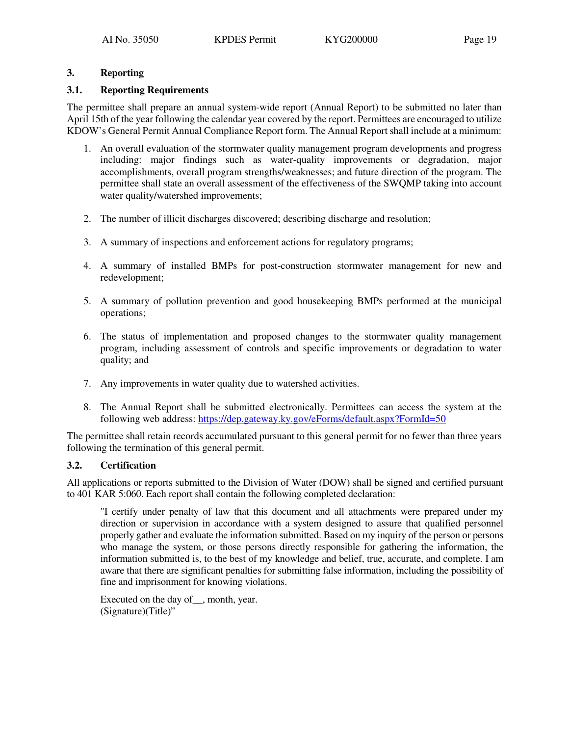## 3. Reporting

### 3.1. Reporting Requirements

The permittee shall prepare an annual system-wide report (Annual Report) to be submitted no later than April 15th of the year following the calendar year covered by the report. Permittees are encouraged to utilize KDOW's General Permit Annual Compliance Report form. The Annual Report shall include at a minimum:

1. An overall evaluation of the stormwater quality management program developments and progress including: major findings such as water-quality improvements or degradation, major accomplishments, overall program strengths/weaknesses; and future direction of the program. The permittee shall state an overall assessment of the effectiveness of the SWQMP taking into account water quality/watershed improvements;

2. The number of illicit discharges discovered; describing discharge and resolution;

3. A summary of inspections and enforcement actions for regulatory programs;

4. A summary of installed BMPs for post-construction stormwater management for new and redevelopment;

5. A summary of pollution prevention and good housekeeping BMPs performed at the municipal operations;

6. The status of implementation and proposed changes to the stormwater quality management program, including assessment of controls and specific improvements or degradation to water quality; and

7. Any improvements in water quality due to watershed activities.

8. The Annual Report shall be submitted electronically. Permittees can access the system at the following web address: https://dep.gateway.ky.gov/eForms/default.aspx?FormId=50

The permittee shall retain records accumulated pursuant to this general permit for no fewer than three years following the termination of this general permit.

### 3.2. Certification

All applications or reports submitted to the Division of Water (DOW) shall be signed and certified pursuant to 401 KAR 5:060. Each report shall contain the following completed declaration:

> "I certify under penalty of law that this document and all attachments were prepared under my direction or supervision in accordance with a system designed to assure that qualified personnel properly gather and evaluate the information submitted. Based on my inquiry of the person or persons who manage the system, or those persons directly responsible for gathering the information, the information submitted is, to the best of my knowledge and belief, true, accurate, and complete. I am aware that there are significant penalties for submitting false information, including the possibility of fine and imprisonment for knowing violations.
>
> Executed on the day of__, month, year.
> (Signature)(Title)"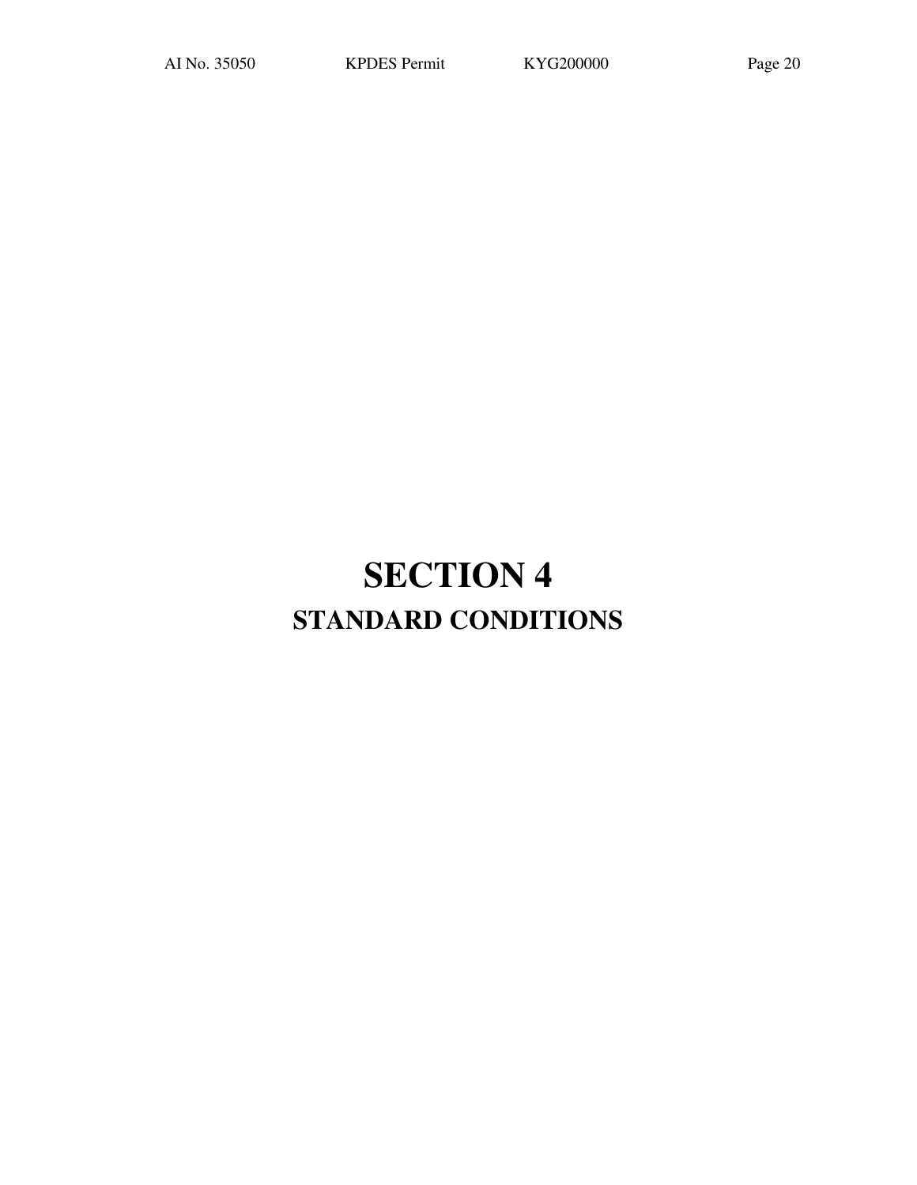# SECTION 4

## STANDARD CONDITIONS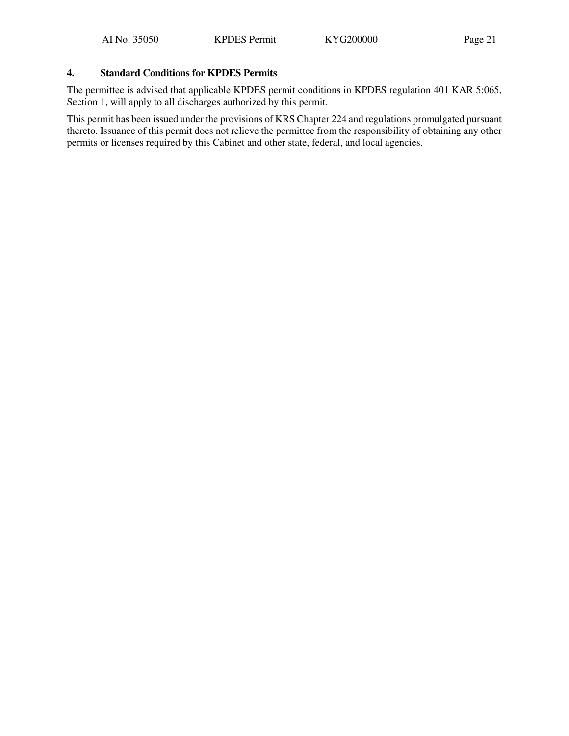## 4. Standard Conditions for KPDES Permits

The permittee is advised that applicable KPDES permit conditions in KPDES regulation 401 KAR 5:065, Section 1, will apply to all discharges authorized by this permit.

This permit has been issued under the provisions of KRS Chapter 224 and regulations promulgated pursuant thereto. Issuance of this permit does not relieve the permittee from the responsibility of obtaining any other permits or licenses required by this Cabinet and other state, federal, and local agencies.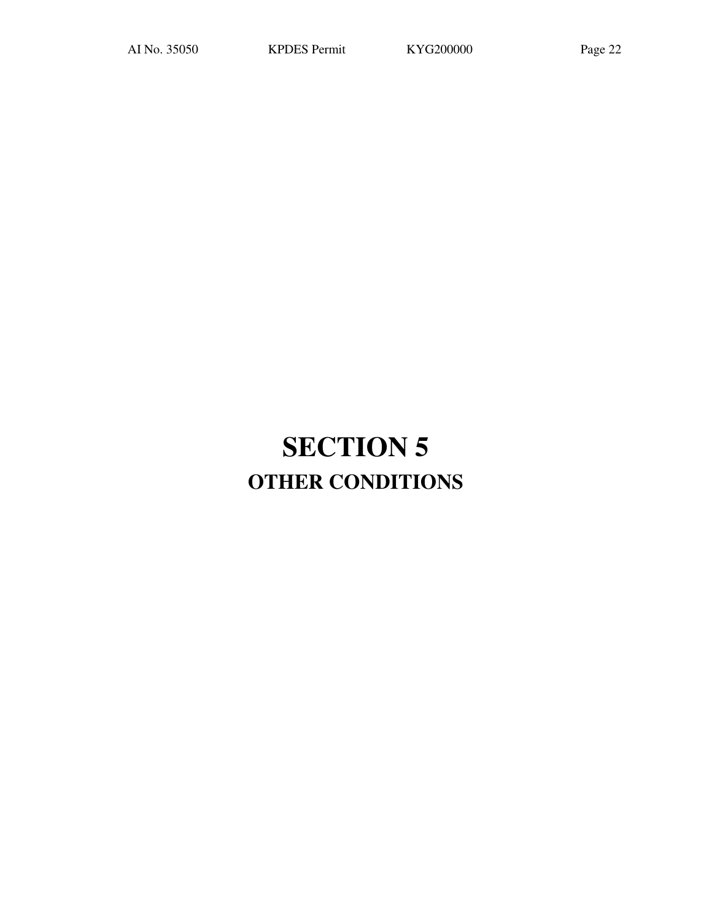# SECTION 5

## OTHER CONDITIONS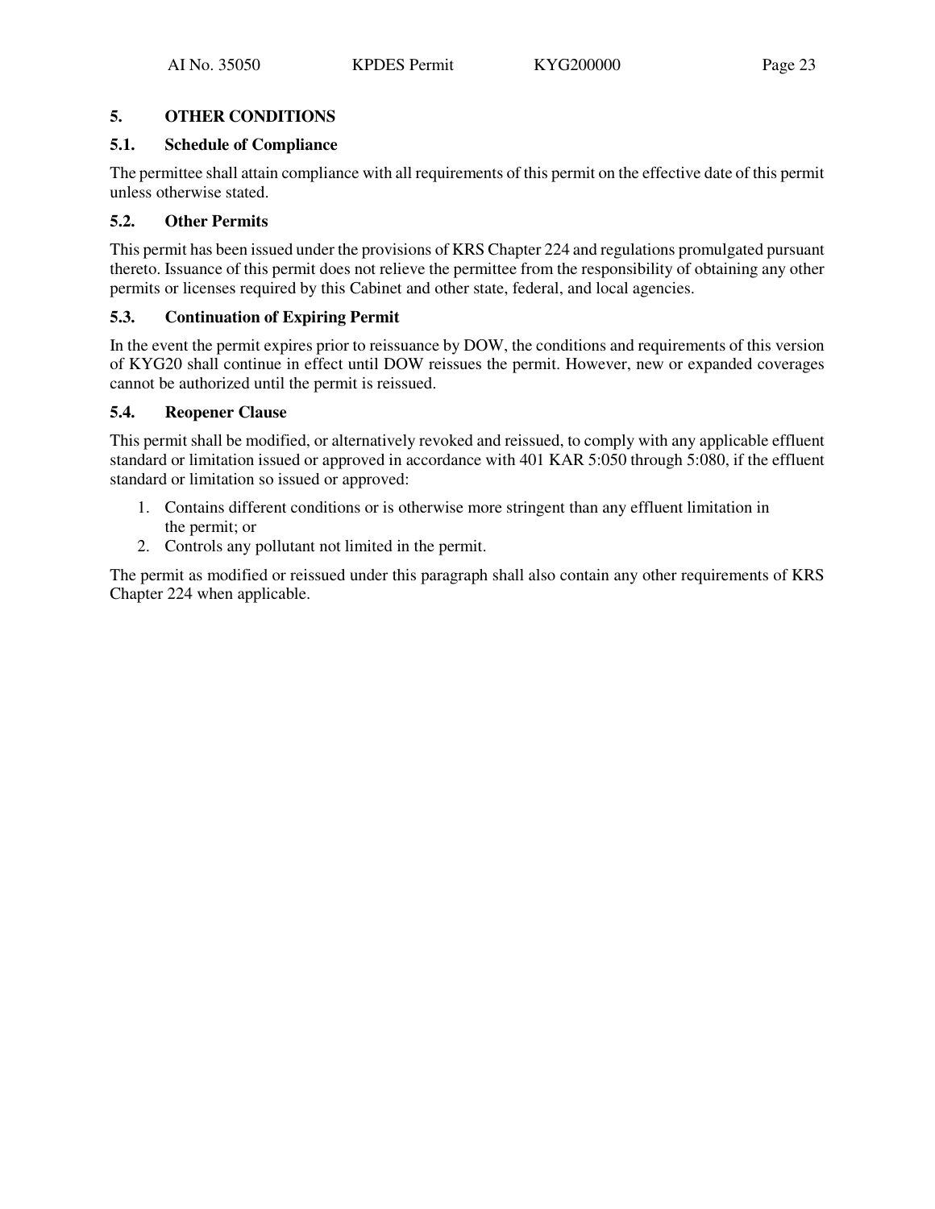## 5. OTHER CONDITIONS

### 5.1. Schedule of Compliance

The permittee shall attain compliance with all requirements of this permit on the effective date of this permit unless otherwise stated.

### 5.2. Other Permits

This permit has been issued under the provisions of KRS Chapter 224 and regulations promulgated pursuant thereto. Issuance of this permit does not relieve the permittee from the responsibility of obtaining any other permits or licenses required by this Cabinet and other state, federal, and local agencies.

### 5.3. Continuation of Expiring Permit

In the event the permit expires prior to reissuance by DOW, the conditions and requirements of this version of KYG20 shall continue in effect until DOW reissues the permit. However, new or expanded coverages cannot be authorized until the permit is reissued.

### 5.4. Reopener Clause

This permit shall be modified, or alternatively revoked and reissued, to comply with any applicable effluent standard or limitation issued or approved in accordance with 401 KAR 5:050 through 5:080, if the effluent standard or limitation so issued or approved:

1. Contains different conditions or is otherwise more stringent than any effluent limitation in the permit; or
2. Controls any pollutant not limited in the permit.

The permit as modified or reissued under this paragraph shall also contain any other requirements of KRS Chapter 224 when applicable.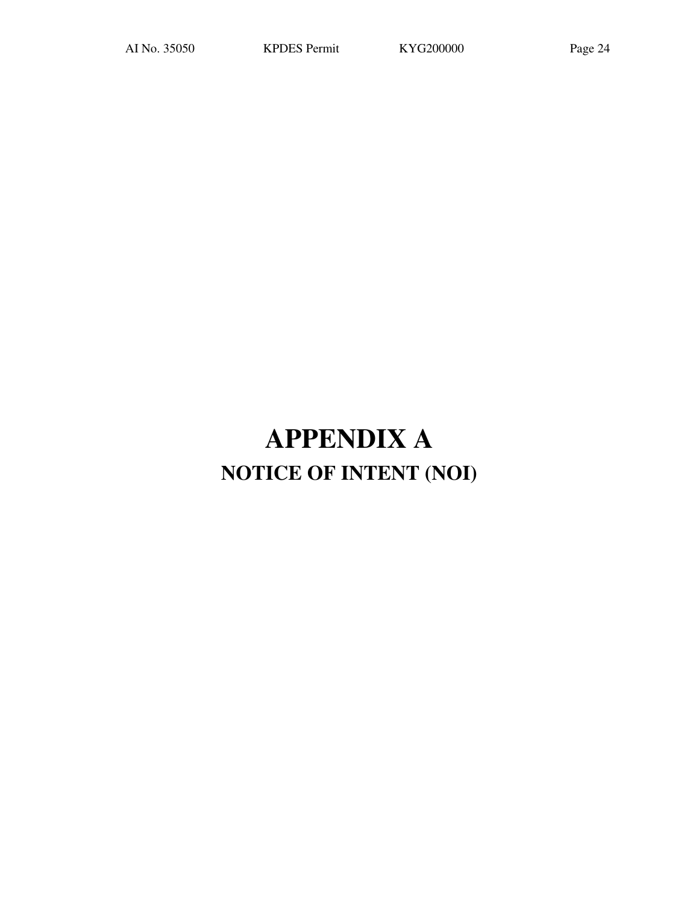# APPENDIX A

## NOTICE OF INTENT (NOI)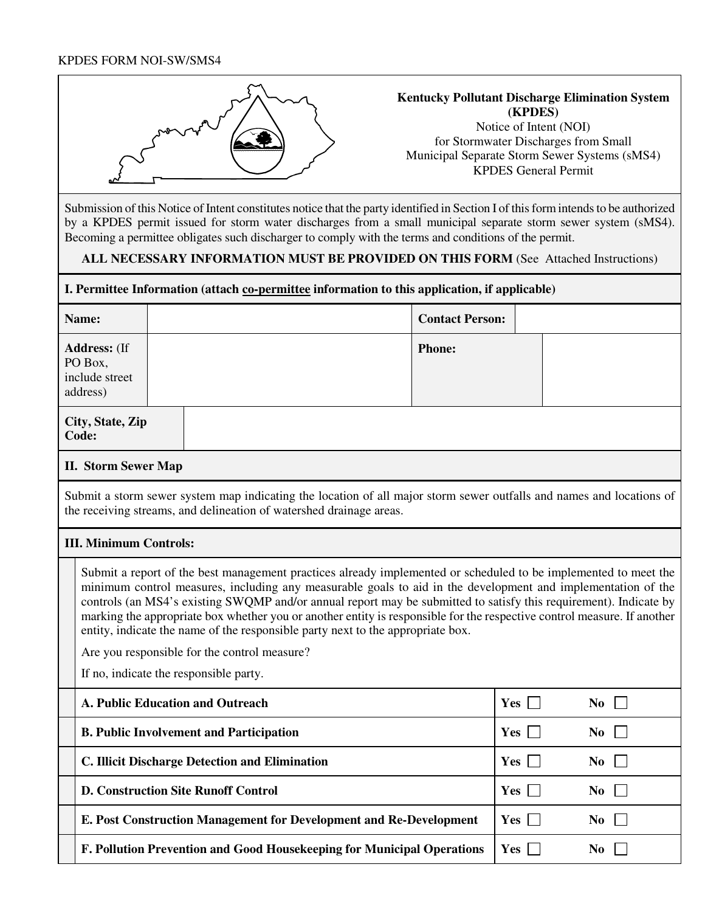KPDES FORM NOI-SW/SMS4

**Kentucky Pollutant Discharge Elimination System (KPDES)**
Notice of Intent (NOI)
for Stormwater Discharges from Small Municipal Separate Storm Sewer Systems (sMS4)
KPDES General Permit

Submission of this Notice of Intent constitutes notice that the party identified in Section I of this form intends to be authorized by a KPDES permit issued for storm water discharges from a small municipal separate storm sewer system (sMS4). Becoming a permittee obligates such discharger to comply with the terms and conditions of the permit.

**ALL NECESSARY INFORMATION MUST BE PROVIDED ON THIS FORM** (See Attached Instructions)

## I. Permittee Information (attach co-permittee information to this application, if applicable)

| | | | |
|---|---|---|---|
| **Name:** | | **Contact Person:** | |
| **Address:** (If PO Box, include street address) | | **Phone:** | |
| **City, State, Zip Code:** | | | |

## II. Storm Sewer Map

Submit a storm sewer system map indicating the location of all major storm sewer outfalls and names and locations of the receiving streams, and delineation of watershed drainage areas.

## III. Minimum Controls:

Submit a report of the best management practices already implemented or scheduled to be implemented to meet the minimum control measures, including any measurable goals to aid in the development and implementation of the controls (an MS4's existing SWQMP and/or annual report may be submitted to satisfy this requirement). Indicate by marking the appropriate box whether you or another entity is responsible for the respective control measure. If another entity, indicate the name of the responsible party next to the appropriate box.

Are you responsible for the control measure?

If no, indicate the responsible party.

| Control Measure | Yes | No |
|---|---|---|
| **A. Public Education and Outreach** | **Yes** ☐ | **No** ☐ |
| **B. Public Involvement and Participation** | **Yes** ☐ | **No** ☐ |
| **C. Illicit Discharge Detection and Elimination** | **Yes** ☐ | **No** ☐ |
| **D. Construction Site Runoff Control** | **Yes** ☐ | **No** ☐ |
| **E. Post Construction Management for Development and Re-Development** | **Yes** ☐ | **No** ☐ |
| **F. Pollution Prevention and Good Housekeeping for Municipal Operations** | **Yes** ☐ | **No** ☐ |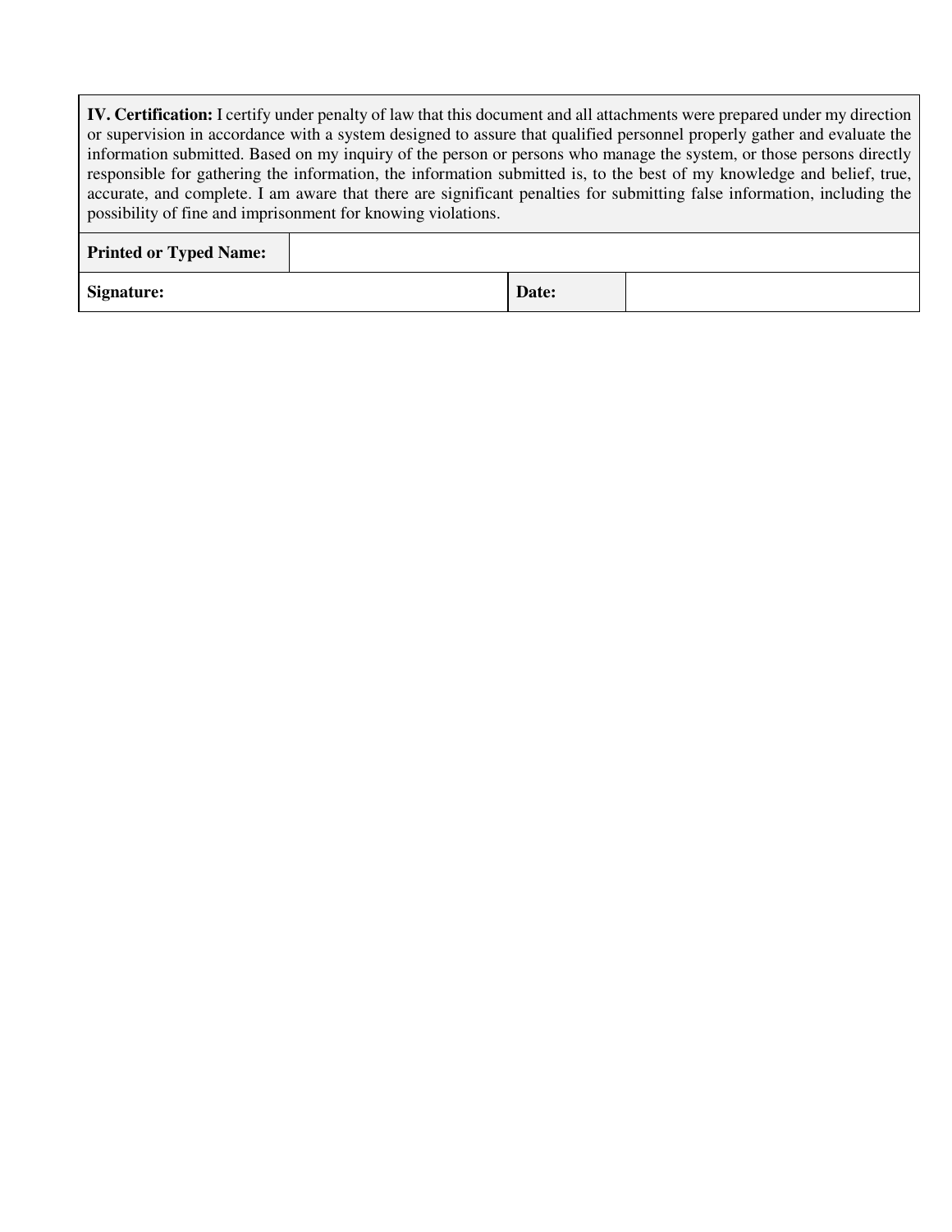| **IV. Certification:** I certify under penalty of law that this document and all attachments were prepared under my direction or supervision in accordance with a system designed to assure that qualified personnel properly gather and evaluate the information submitted. Based on my inquiry of the person or persons who manage the system, or those persons directly responsible for gathering the information, the information submitted is, to the best of my knowledge and belief, true, accurate, and complete. I am aware that there are significant penalties for submitting false information, including the possibility of fine and imprisonment for knowing violations. | | |
|---|---|---|
| **Printed or Typed Name:** | | |
| **Signature:** | **Date:** | |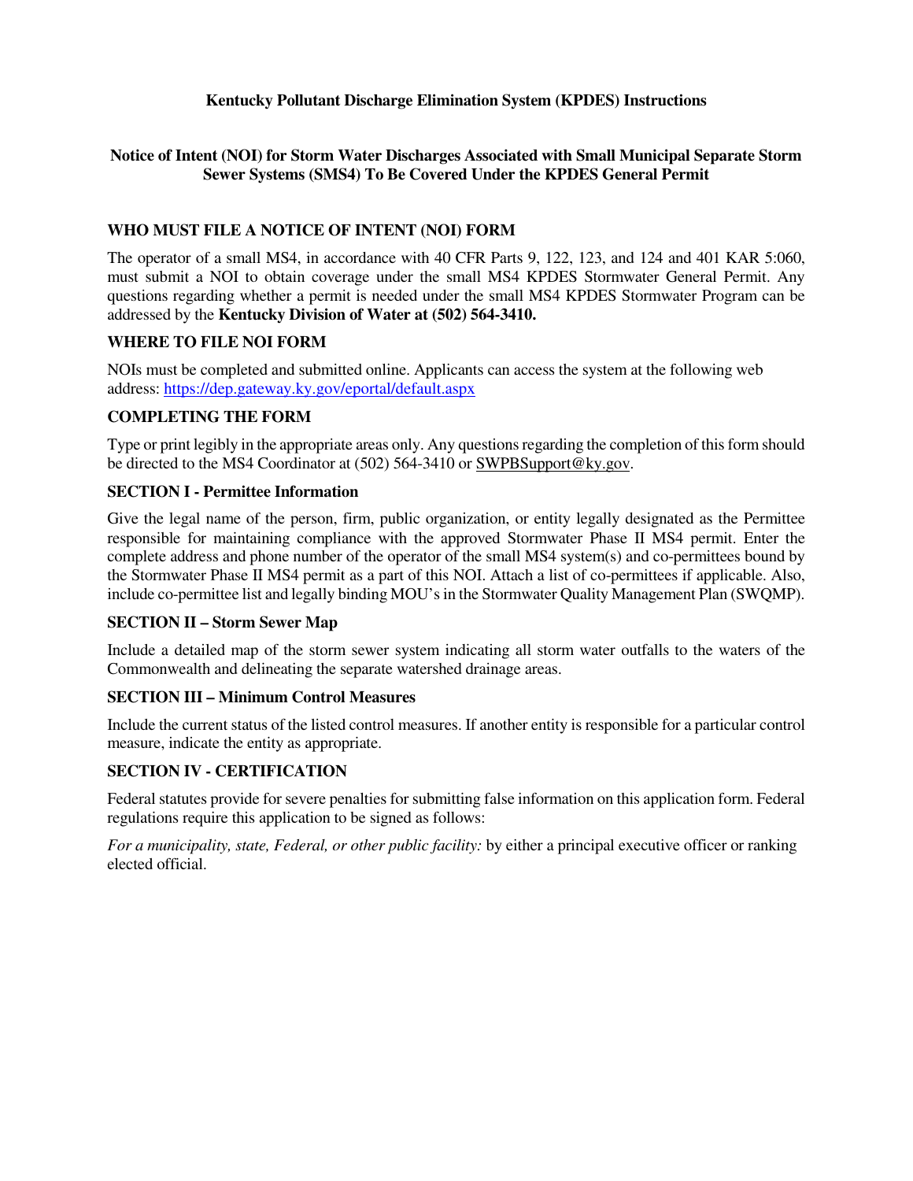# Kentucky Pollutant Discharge Elimination System (KPDES) Instructions

## Notice of Intent (NOI) for Storm Water Discharges Associated with Small Municipal Separate Storm Sewer Systems (SMS4) To Be Covered Under the KPDES General Permit

### WHO MUST FILE A NOTICE OF INTENT (NOI) FORM

The operator of a small MS4, in accordance with 40 CFR Parts 9, 122, 123, and 124 and 401 KAR 5:060, must submit a NOI to obtain coverage under the small MS4 KPDES Stormwater General Permit. Any questions regarding whether a permit is needed under the small MS4 KPDES Stormwater Program can be addressed by the **Kentucky Division of Water at (502) 564-3410.**

### WHERE TO FILE NOI FORM

NOIs must be completed and submitted online. Applicants can access the system at the following web address: https://dep.gateway.ky.gov/eportal/default.aspx

### COMPLETING THE FORM

Type or print legibly in the appropriate areas only. Any questions regarding the completion of this form should be directed to the MS4 Coordinator at (502) 564-3410 or SWPBSupport@ky.gov.

### SECTION I - Permittee Information

Give the legal name of the person, firm, public organization, or entity legally designated as the Permittee responsible for maintaining compliance with the approved Stormwater Phase II MS4 permit. Enter the complete address and phone number of the operator of the small MS4 system(s) and co-permittees bound by the Stormwater Phase II MS4 permit as a part of this NOI. Attach a list of co-permittees if applicable. Also, include co-permittee list and legally binding MOU's in the Stormwater Quality Management Plan (SWQMP).

### SECTION II – Storm Sewer Map

Include a detailed map of the storm sewer system indicating all storm water outfalls to the waters of the Commonwealth and delineating the separate watershed drainage areas.

### SECTION III – Minimum Control Measures

Include the current status of the listed control measures. If another entity is responsible for a particular control measure, indicate the entity as appropriate.

### SECTION IV - CERTIFICATION

Federal statutes provide for severe penalties for submitting false information on this application form. Federal regulations require this application to be signed as follows:

*For a municipality, state, Federal, or other public facility:* by either a principal executive officer or ranking elected official.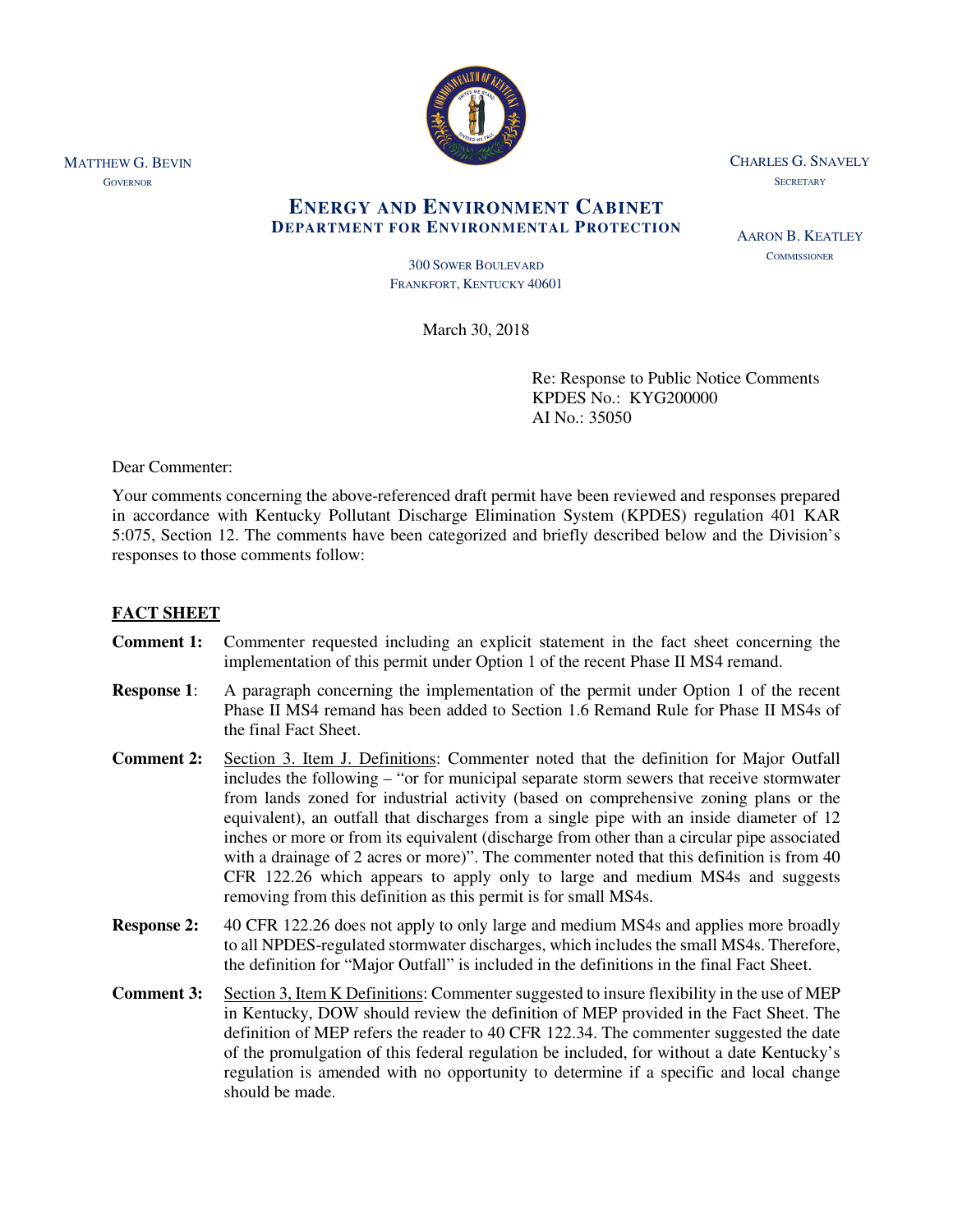MATTHEW G. BEVIN
GOVERNOR

CHARLES G. SNAVELY
SECRETARY

# ENERGY AND ENVIRONMENT CABINET
## DEPARTMENT FOR ENVIRONMENTAL PROTECTION

AARON B. KEATLEY
COMMISSIONER

300 SOWER BOULEVARD
FRANKFORT, KENTUCKY 40601

March 30, 2018

Re: Response to Public Notice Comments
KPDES No.: KYG200000
AI No.: 35050

Dear Commenter:

Your comments concerning the above-referenced draft permit have been reviewed and responses prepared in accordance with Kentucky Pollutant Discharge Elimination System (KPDES) regulation 401 KAR 5:075, Section 12. The comments have been categorized and briefly described below and the Division's responses to those comments follow:

## FACT SHEET

**Comment 1:** Commenter requested including an explicit statement in the fact sheet concerning the implementation of this permit under Option 1 of the recent Phase II MS4 remand.

**Response 1**: A paragraph concerning the implementation of the permit under Option 1 of the recent Phase II MS4 remand has been added to Section 1.6 Remand Rule for Phase II MS4s of the final Fact Sheet.

**Comment 2:** Section 3. Item J. Definitions: Commenter noted that the definition for Major Outfall includes the following – "or for municipal separate storm sewers that receive stormwater from lands zoned for industrial activity (based on comprehensive zoning plans or the equivalent), an outfall that discharges from a single pipe with an inside diameter of 12 inches or more or from its equivalent (discharge from other than a circular pipe associated with a drainage of 2 acres or more)". The commenter noted that this definition is from 40 CFR 122.26 which appears to apply only to large and medium MS4s and suggests removing from this definition as this permit is for small MS4s.

**Response 2:** 40 CFR 122.26 does not apply to only large and medium MS4s and applies more broadly to all NPDES-regulated stormwater discharges, which includes the small MS4s. Therefore, the definition for "Major Outfall" is included in the definitions in the final Fact Sheet.

**Comment 3:** Section 3, Item K Definitions: Commenter suggested to insure flexibility in the use of MEP in Kentucky, DOW should review the definition of MEP provided in the Fact Sheet. The definition of MEP refers the reader to 40 CFR 122.34. The commenter suggested the date of the promulgation of this federal regulation be included, for without a date Kentucky's regulation is amended with no opportunity to determine if a specific and local change should be made.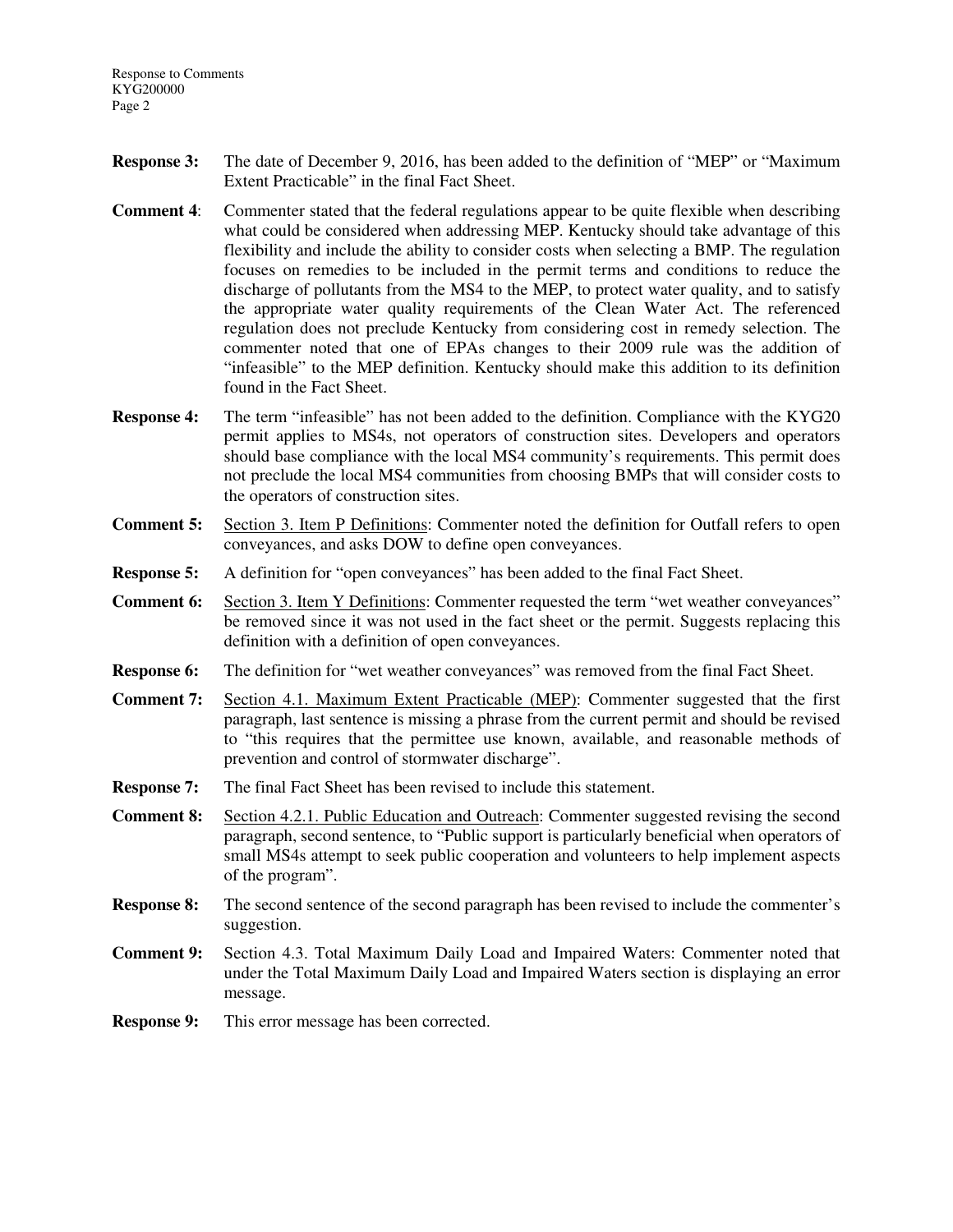**Response 3:** The date of December 9, 2016, has been added to the definition of "MEP" or "Maximum Extent Practicable" in the final Fact Sheet.

**Comment 4**: Commenter stated that the federal regulations appear to be quite flexible when describing what could be considered when addressing MEP. Kentucky should take advantage of this flexibility and include the ability to consider costs when selecting a BMP. The regulation focuses on remedies to be included in the permit terms and conditions to reduce the discharge of pollutants from the MS4 to the MEP, to protect water quality, and to satisfy the appropriate water quality requirements of the Clean Water Act. The referenced regulation does not preclude Kentucky from considering cost in remedy selection. The commenter noted that one of EPAs changes to their 2009 rule was the addition of "infeasible" to the MEP definition. Kentucky should make this addition to its definition found in the Fact Sheet.

**Response 4:** The term "infeasible" has not been added to the definition. Compliance with the KYG20 permit applies to MS4s, not operators of construction sites. Developers and operators should base compliance with the local MS4 community's requirements. This permit does not preclude the local MS4 communities from choosing BMPs that will consider costs to the operators of construction sites.

**Comment 5:** Section 3. Item P Definitions: Commenter noted the definition for Outfall refers to open conveyances, and asks DOW to define open conveyances.

**Response 5:** A definition for "open conveyances" has been added to the final Fact Sheet.

**Comment 6:** Section 3. Item Y Definitions: Commenter requested the term "wet weather conveyances" be removed since it was not used in the fact sheet or the permit. Suggests replacing this definition with a definition of open conveyances.

**Response 6:** The definition for "wet weather conveyances" was removed from the final Fact Sheet.

**Comment 7:** Section 4.1. Maximum Extent Practicable (MEP): Commenter suggested that the first paragraph, last sentence is missing a phrase from the current permit and should be revised to "this requires that the permittee use known, available, and reasonable methods of prevention and control of stormwater discharge".

**Response 7:** The final Fact Sheet has been revised to include this statement.

**Comment 8:** Section 4.2.1. Public Education and Outreach: Commenter suggested revising the second paragraph, second sentence, to "Public support is particularly beneficial when operators of small MS4s attempt to seek public cooperation and volunteers to help implement aspects of the program".

**Response 8:** The second sentence of the second paragraph has been revised to include the commenter's suggestion.

**Comment 9:** Section 4.3. Total Maximum Daily Load and Impaired Waters: Commenter noted that under the Total Maximum Daily Load and Impaired Waters section is displaying an error message.

**Response 9:** This error message has been corrected.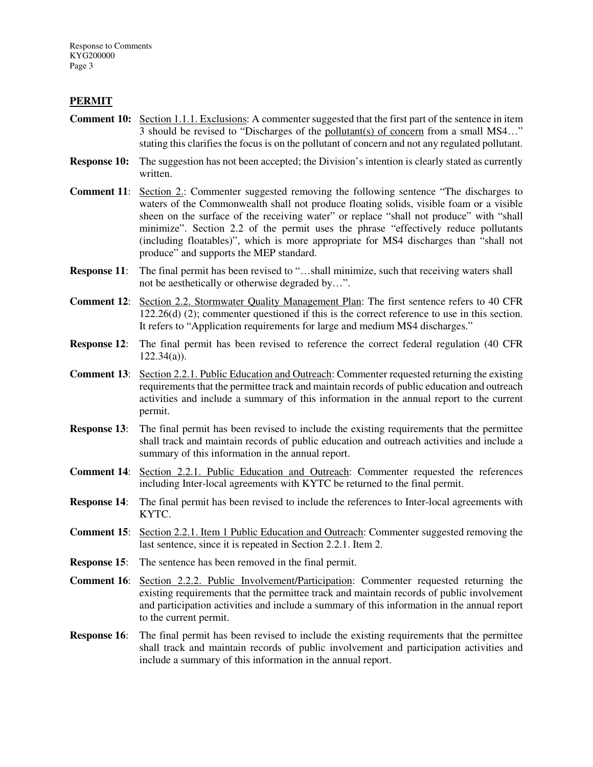## PERMIT

**Comment 10:** Section 1.1.1. Exclusions: A commenter suggested that the first part of the sentence in item 3 should be revised to "Discharges of the pollutant(s) of concern from a small MS4…" stating this clarifies the focus is on the pollutant of concern and not any regulated pollutant.

**Response 10:** The suggestion has not been accepted; the Division's intention is clearly stated as currently written.

**Comment 11**: Section 2.: Commenter suggested removing the following sentence "The discharges to waters of the Commonwealth shall not produce floating solids, visible foam or a visible sheen on the surface of the receiving water" or replace "shall not produce" with "shall minimize". Section 2.2 of the permit uses the phrase "effectively reduce pollutants (including floatables)", which is more appropriate for MS4 discharges than "shall not produce" and supports the MEP standard.

**Response 11**: The final permit has been revised to "…shall minimize, such that receiving waters shall not be aesthetically or otherwise degraded by…".

**Comment 12**: Section 2.2. Stormwater Quality Management Plan: The first sentence refers to 40 CFR 122.26(d) (2); commenter questioned if this is the correct reference to use in this section. It refers to "Application requirements for large and medium MS4 discharges."

**Response 12**: The final permit has been revised to reference the correct federal regulation (40 CFR 122.34(a)).

**Comment 13**: Section 2.2.1. Public Education and Outreach: Commenter requested returning the existing requirements that the permittee track and maintain records of public education and outreach activities and include a summary of this information in the annual report to the current permit.

**Response 13**: The final permit has been revised to include the existing requirements that the permittee shall track and maintain records of public education and outreach activities and include a summary of this information in the annual report.

**Comment 14**: Section 2.2.1. Public Education and Outreach: Commenter requested the references including Inter-local agreements with KYTC be returned to the final permit.

**Response 14**: The final permit has been revised to include the references to Inter-local agreements with KYTC.

**Comment 15**: Section 2.2.1. Item 1 Public Education and Outreach: Commenter suggested removing the last sentence, since it is repeated in Section 2.2.1. Item 2.

**Response 15**: The sentence has been removed in the final permit.

**Comment 16**: Section 2.2.2. Public Involvement/Participation: Commenter requested returning the existing requirements that the permittee track and maintain records of public involvement and participation activities and include a summary of this information in the annual report to the current permit.

**Response 16**: The final permit has been revised to include the existing requirements that the permittee shall track and maintain records of public involvement and participation activities and include a summary of this information in the annual report.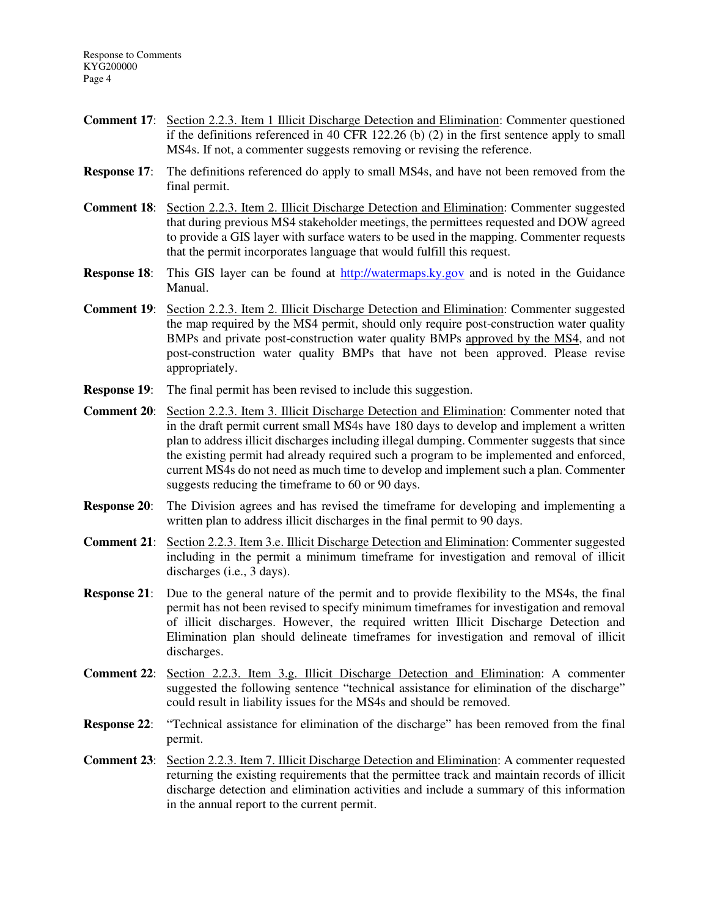**Comment 17**: Section 2.2.3. Item 1 Illicit Discharge Detection and Elimination: Commenter questioned if the definitions referenced in 40 CFR 122.26 (b) (2) in the first sentence apply to small MS4s. If not, a commenter suggests removing or revising the reference.

**Response 17**: The definitions referenced do apply to small MS4s, and have not been removed from the final permit.

**Comment 18**: Section 2.2.3. Item 2. Illicit Discharge Detection and Elimination: Commenter suggested that during previous MS4 stakeholder meetings, the permittees requested and DOW agreed to provide a GIS layer with surface waters to be used in the mapping. Commenter requests that the permit incorporates language that would fulfill this request.

**Response 18**: This GIS layer can be found at http://watermaps.ky.gov and is noted in the Guidance Manual.

**Comment 19**: Section 2.2.3. Item 2. Illicit Discharge Detection and Elimination: Commenter suggested the map required by the MS4 permit, should only require post-construction water quality BMPs and private post-construction water quality BMPs approved by the MS4, and not post-construction water quality BMPs that have not been approved. Please revise appropriately.

**Response 19**: The final permit has been revised to include this suggestion.

**Comment 20**: Section 2.2.3. Item 3. Illicit Discharge Detection and Elimination: Commenter noted that in the draft permit current small MS4s have 180 days to develop and implement a written plan to address illicit discharges including illegal dumping. Commenter suggests that since the existing permit had already required such a program to be implemented and enforced, current MS4s do not need as much time to develop and implement such a plan. Commenter suggests reducing the timeframe to 60 or 90 days.

**Response 20**: The Division agrees and has revised the timeframe for developing and implementing a written plan to address illicit discharges in the final permit to 90 days.

**Comment 21**: Section 2.2.3. Item 3.e. Illicit Discharge Detection and Elimination: Commenter suggested including in the permit a minimum timeframe for investigation and removal of illicit discharges (i.e., 3 days).

**Response 21**: Due to the general nature of the permit and to provide flexibility to the MS4s, the final permit has not been revised to specify minimum timeframes for investigation and removal of illicit discharges. However, the required written Illicit Discharge Detection and Elimination plan should delineate timeframes for investigation and removal of illicit discharges.

**Comment 22**: Section 2.2.3. Item 3.g. Illicit Discharge Detection and Elimination: A commenter suggested the following sentence "technical assistance for elimination of the discharge" could result in liability issues for the MS4s and should be removed.

**Response 22**: "Technical assistance for elimination of the discharge" has been removed from the final permit.

**Comment 23**: Section 2.2.3. Item 7. Illicit Discharge Detection and Elimination: A commenter requested returning the existing requirements that the permittee track and maintain records of illicit discharge detection and elimination activities and include a summary of this information in the annual report to the current permit.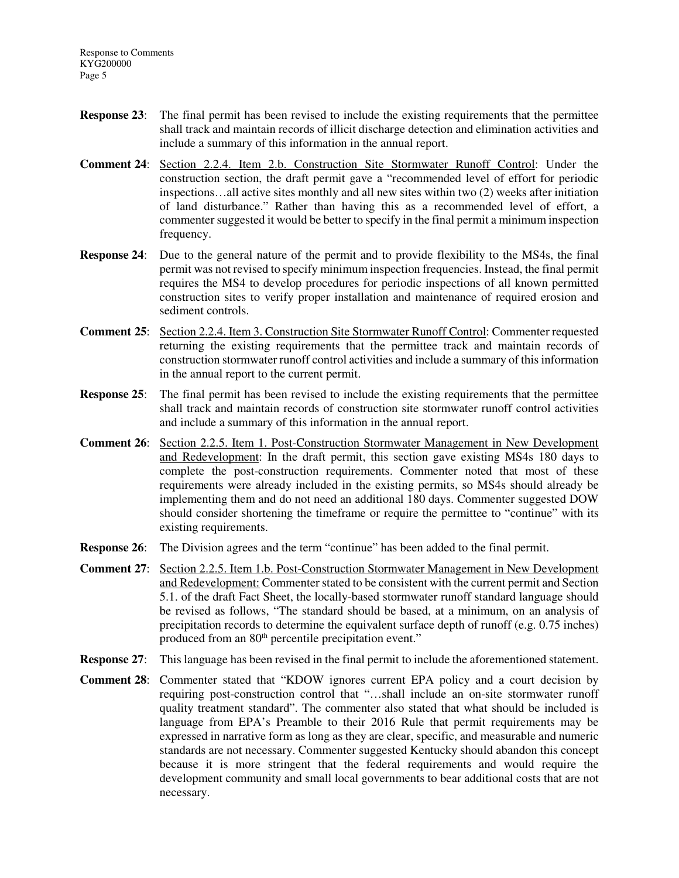**Response 23**: The final permit has been revised to include the existing requirements that the permittee shall track and maintain records of illicit discharge detection and elimination activities and include a summary of this information in the annual report.

**Comment 24**: Section 2.2.4. Item 2.b. Construction Site Stormwater Runoff Control: Under the construction section, the draft permit gave a "recommended level of effort for periodic inspections…all active sites monthly and all new sites within two (2) weeks after initiation of land disturbance." Rather than having this as a recommended level of effort, a commenter suggested it would be better to specify in the final permit a minimum inspection frequency.

**Response 24**: Due to the general nature of the permit and to provide flexibility to the MS4s, the final permit was not revised to specify minimum inspection frequencies. Instead, the final permit requires the MS4 to develop procedures for periodic inspections of all known permitted construction sites to verify proper installation and maintenance of required erosion and sediment controls.

**Comment 25**: Section 2.2.4. Item 3. Construction Site Stormwater Runoff Control: Commenter requested returning the existing requirements that the permittee track and maintain records of construction stormwater runoff control activities and include a summary of this information in the annual report to the current permit.

**Response 25**: The final permit has been revised to include the existing requirements that the permittee shall track and maintain records of construction site stormwater runoff control activities and include a summary of this information in the annual report.

**Comment 26**: Section 2.2.5. Item 1. Post-Construction Stormwater Management in New Development and Redevelopment: In the draft permit, this section gave existing MS4s 180 days to complete the post-construction requirements. Commenter noted that most of these requirements were already included in the existing permits, so MS4s should already be implementing them and do not need an additional 180 days. Commenter suggested DOW should consider shortening the timeframe or require the permittee to "continue" with its existing requirements.

**Response 26**: The Division agrees and the term "continue" has been added to the final permit.

**Comment 27**: Section 2.2.5. Item 1.b. Post-Construction Stormwater Management in New Development and Redevelopment: Commenter stated to be consistent with the current permit and Section 5.1. of the draft Fact Sheet, the locally-based stormwater runoff standard language should be revised as follows, "The standard should be based, at a minimum, on an analysis of precipitation records to determine the equivalent surface depth of runoff (e.g. 0.75 inches) produced from an 80th percentile precipitation event."

**Response 27**: This language has been revised in the final permit to include the aforementioned statement.

**Comment 28**: Commenter stated that "KDOW ignores current EPA policy and a court decision by requiring post-construction control that "…shall include an on-site stormwater runoff quality treatment standard". The commenter also stated that what should be included is language from EPA's Preamble to their 2016 Rule that permit requirements may be expressed in narrative form as long as they are clear, specific, and measurable and numeric standards are not necessary. Commenter suggested Kentucky should abandon this concept because it is more stringent that the federal requirements and would require the development community and small local governments to bear additional costs that are not necessary.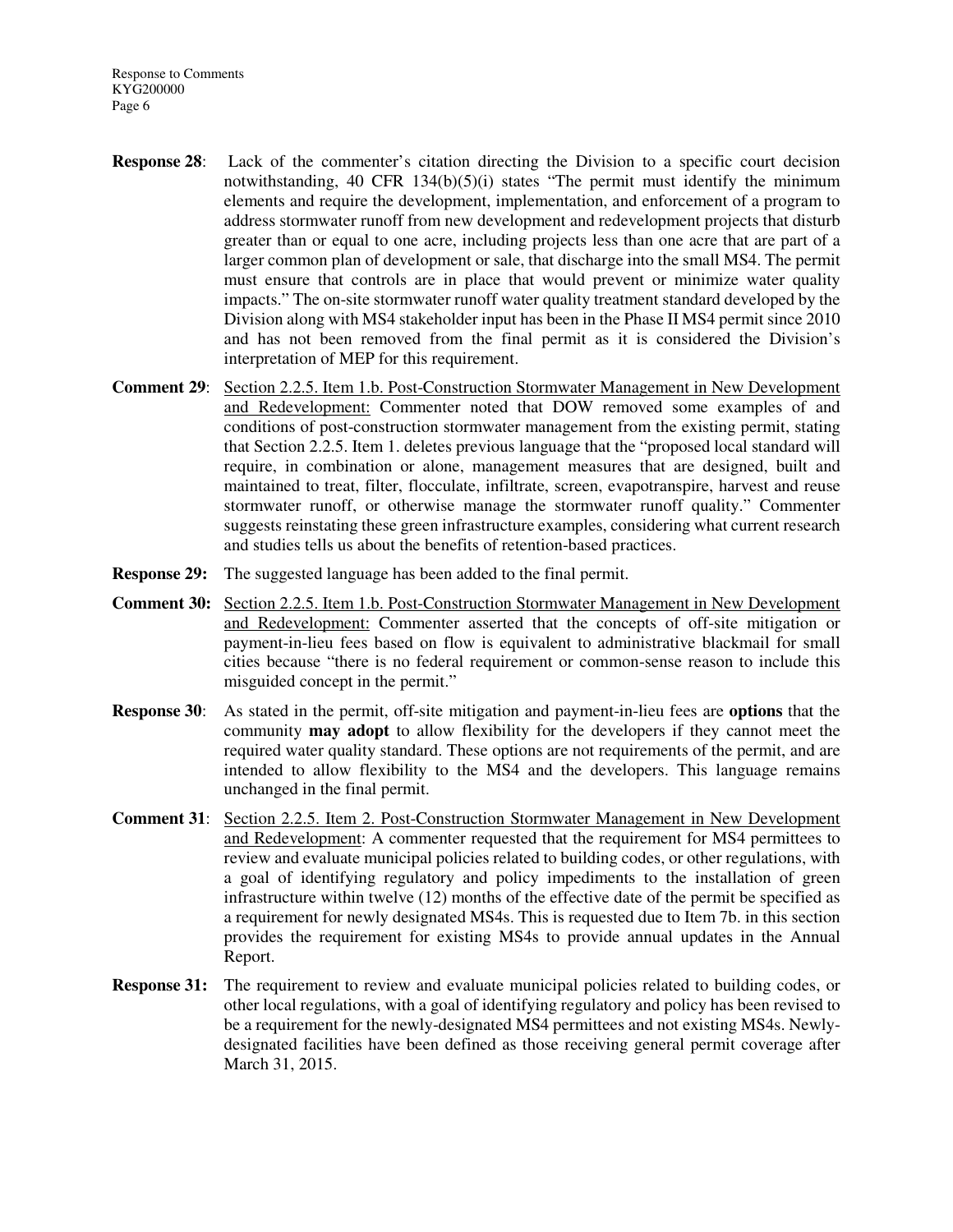**Response 28**: Lack of the commenter's citation directing the Division to a specific court decision notwithstanding, 40 CFR 134(b)(5)(i) states "The permit must identify the minimum elements and require the development, implementation, and enforcement of a program to address stormwater runoff from new development and redevelopment projects that disturb greater than or equal to one acre, including projects less than one acre that are part of a larger common plan of development or sale, that discharge into the small MS4. The permit must ensure that controls are in place that would prevent or minimize water quality impacts." The on-site stormwater runoff water quality treatment standard developed by the Division along with MS4 stakeholder input has been in the Phase II MS4 permit since 2010 and has not been removed from the final permit as it is considered the Division's interpretation of MEP for this requirement.

**Comment 29**: Section 2.2.5. Item 1.b. Post-Construction Stormwater Management in New Development and Redevelopment: Commenter noted that DOW removed some examples of and conditions of post-construction stormwater management from the existing permit, stating that Section 2.2.5. Item 1. deletes previous language that the "proposed local standard will require, in combination or alone, management measures that are designed, built and maintained to treat, filter, flocculate, infiltrate, screen, evapotranspire, harvest and reuse stormwater runoff, or otherwise manage the stormwater runoff quality." Commenter suggests reinstating these green infrastructure examples, considering what current research and studies tells us about the benefits of retention-based practices.

**Response 29:** The suggested language has been added to the final permit.

**Comment 30:** Section 2.2.5. Item 1.b. Post-Construction Stormwater Management in New Development and Redevelopment: Commenter asserted that the concepts of off-site mitigation or payment-in-lieu fees based on flow is equivalent to administrative blackmail for small cities because "there is no federal requirement or common-sense reason to include this misguided concept in the permit."

**Response 30**: As stated in the permit, off-site mitigation and payment-in-lieu fees are **options** that the community **may adopt** to allow flexibility for the developers if they cannot meet the required water quality standard. These options are not requirements of the permit, and are intended to allow flexibility to the MS4 and the developers. This language remains unchanged in the final permit.

**Comment 31**: Section 2.2.5. Item 2. Post-Construction Stormwater Management in New Development and Redevelopment: A commenter requested that the requirement for MS4 permittees to review and evaluate municipal policies related to building codes, or other regulations, with a goal of identifying regulatory and policy impediments to the installation of green infrastructure within twelve (12) months of the effective date of the permit be specified as a requirement for newly designated MS4s. This is requested due to Item 7b. in this section provides the requirement for existing MS4s to provide annual updates in the Annual Report.

**Response 31:** The requirement to review and evaluate municipal policies related to building codes, or other local regulations, with a goal of identifying regulatory and policy has been revised to be a requirement for the newly-designated MS4 permittees and not existing MS4s. Newly-designated facilities have been defined as those receiving general permit coverage after March 31, 2015.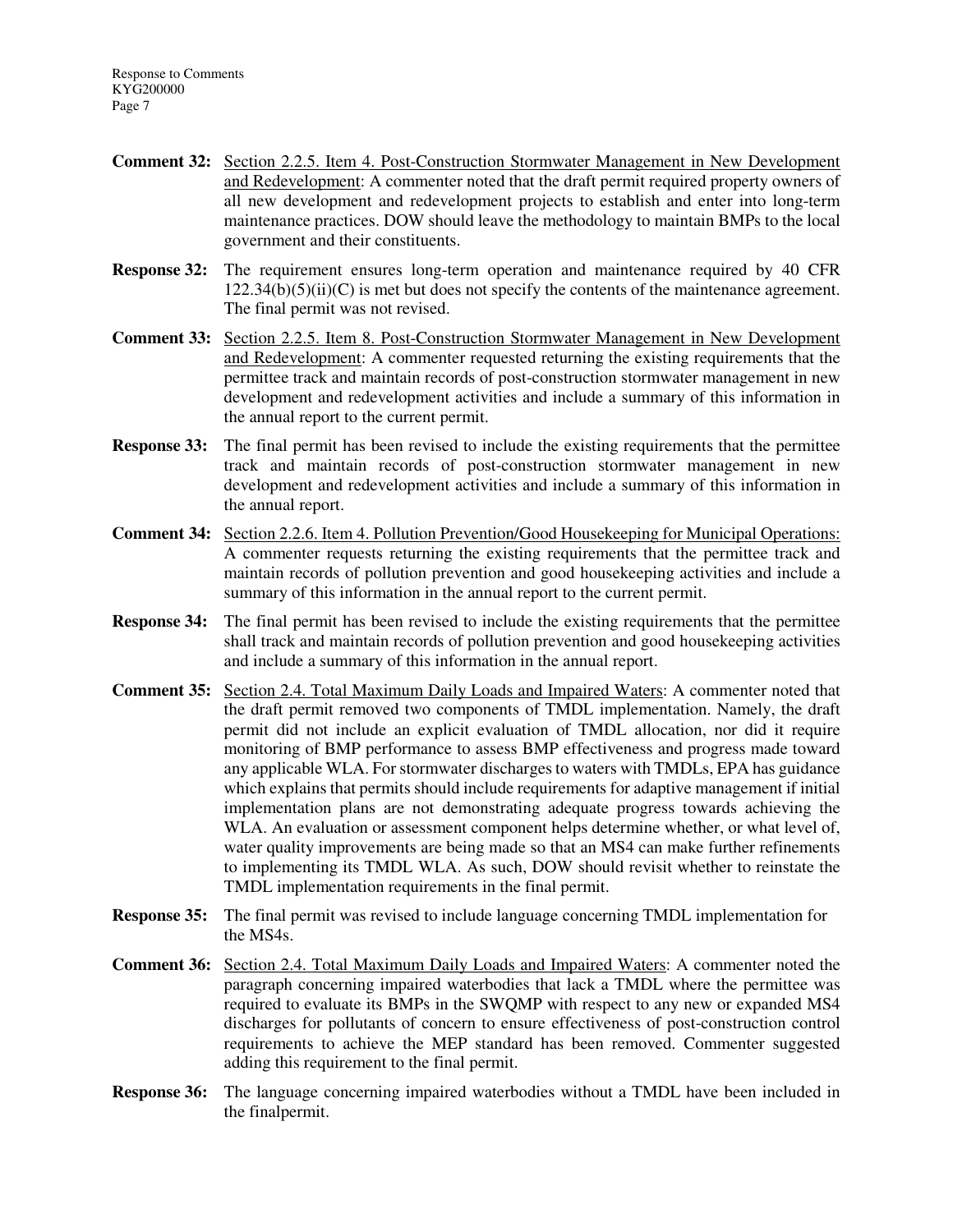**Comment 32:** Section 2.2.5. Item 4. Post-Construction Stormwater Management in New Development and Redevelopment: A commenter noted that the draft permit required property owners of all new development and redevelopment projects to establish and enter into long-term maintenance practices. DOW should leave the methodology to maintain BMPs to the local government and their constituents.

**Response 32:** The requirement ensures long-term operation and maintenance required by 40 CFR 122.34(b)(5)(ii)(C) is met but does not specify the contents of the maintenance agreement. The final permit was not revised.

**Comment 33:** Section 2.2.5. Item 8. Post-Construction Stormwater Management in New Development and Redevelopment: A commenter requested returning the existing requirements that the permittee track and maintain records of post-construction stormwater management in new development and redevelopment activities and include a summary of this information in the annual report to the current permit.

**Response 33:** The final permit has been revised to include the existing requirements that the permittee track and maintain records of post-construction stormwater management in new development and redevelopment activities and include a summary of this information in the annual report.

**Comment 34:** Section 2.2.6. Item 4. Pollution Prevention/Good Housekeeping for Municipal Operations: A commenter requests returning the existing requirements that the permittee track and maintain records of pollution prevention and good housekeeping activities and include a summary of this information in the annual report to the current permit.

**Response 34:** The final permit has been revised to include the existing requirements that the permittee shall track and maintain records of pollution prevention and good housekeeping activities and include a summary of this information in the annual report.

**Comment 35:** Section 2.4. Total Maximum Daily Loads and Impaired Waters: A commenter noted that the draft permit removed two components of TMDL implementation. Namely, the draft permit did not include an explicit evaluation of TMDL allocation, nor did it require monitoring of BMP performance to assess BMP effectiveness and progress made toward any applicable WLA. For stormwater discharges to waters with TMDLs, EPA has guidance which explains that permits should include requirements for adaptive management if initial implementation plans are not demonstrating adequate progress towards achieving the WLA. An evaluation or assessment component helps determine whether, or what level of, water quality improvements are being made so that an MS4 can make further refinements to implementing its TMDL WLA. As such, DOW should revisit whether to reinstate the TMDL implementation requirements in the final permit.

**Response 35:** The final permit was revised to include language concerning TMDL implementation for the MS4s.

**Comment 36:** Section 2.4. Total Maximum Daily Loads and Impaired Waters: A commenter noted the paragraph concerning impaired waterbodies that lack a TMDL where the permittee was required to evaluate its BMPs in the SWQMP with respect to any new or expanded MS4 discharges for pollutants of concern to ensure effectiveness of post-construction control requirements to achieve the MEP standard has been removed. Commenter suggested adding this requirement to the final permit.

**Response 36:** The language concerning impaired waterbodies without a TMDL have been included in the finalpermit.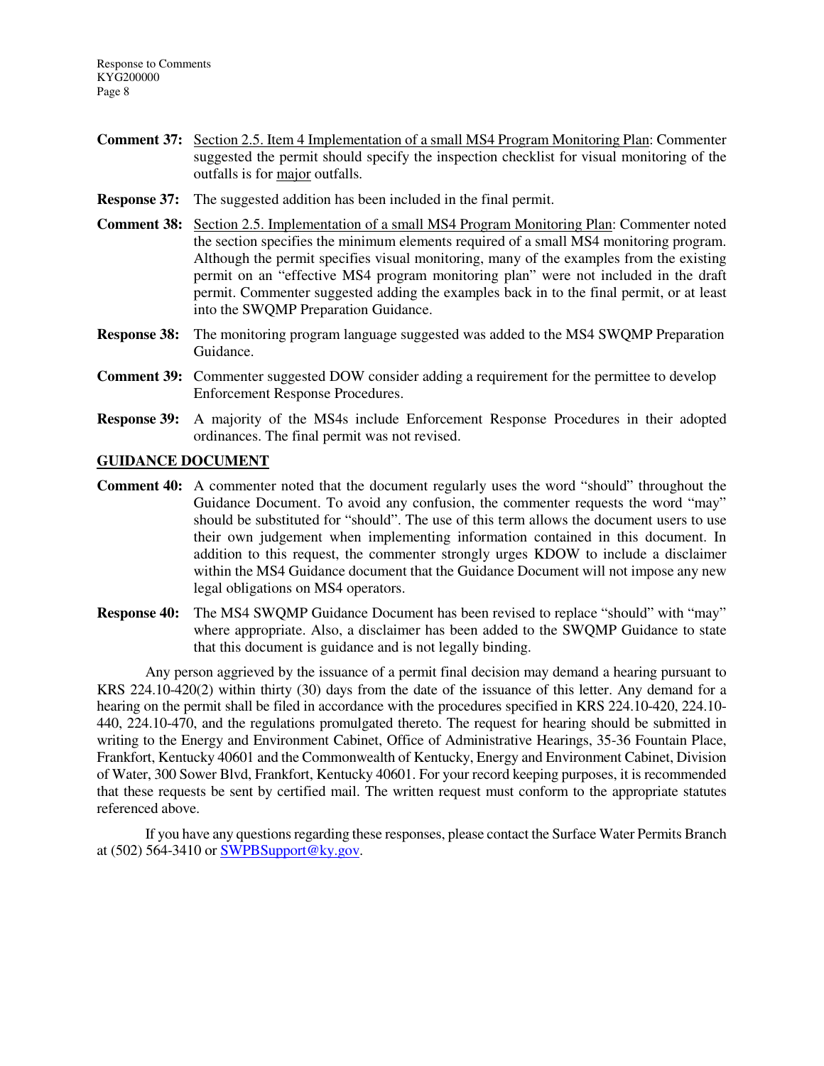**Comment 37:** <u>Section 2.5. Item 4 Implementation of a small MS4 Program Monitoring Plan</u>: Commenter suggested the permit should specify the inspection checklist for visual monitoring of the outfalls is for <u>major</u> outfalls.

**Response 37:** The suggested addition has been included in the final permit.

**Comment 38:** <u>Section 2.5. Implementation of a small MS4 Program Monitoring Plan</u>: Commenter noted the section specifies the minimum elements required of a small MS4 monitoring program. Although the permit specifies visual monitoring, many of the examples from the existing permit on an "effective MS4 program monitoring plan" were not included in the draft permit. Commenter suggested adding the examples back in to the final permit, or at least into the SWQMP Preparation Guidance.

**Response 38:** The monitoring program language suggested was added to the MS4 SWQMP Preparation Guidance.

**Comment 39:** Commenter suggested DOW consider adding a requirement for the permittee to develop Enforcement Response Procedures.

**Response 39:** A majority of the MS4s include Enforcement Response Procedures in their adopted ordinances. The final permit was not revised.

## GUIDANCE DOCUMENT

**Comment 40:** A commenter noted that the document regularly uses the word "should" throughout the Guidance Document. To avoid any confusion, the commenter requests the word "may" should be substituted for "should". The use of this term allows the document users to use their own judgement when implementing information contained in this document. In addition to this request, the commenter strongly urges KDOW to include a disclaimer within the MS4 Guidance document that the Guidance Document will not impose any new legal obligations on MS4 operators.

**Response 40:** The MS4 SWQMP Guidance Document has been revised to replace "should" with "may" where appropriate. Also, a disclaimer has been added to the SWQMP Guidance to state that this document is guidance and is not legally binding.

Any person aggrieved by the issuance of a permit final decision may demand a hearing pursuant to KRS 224.10-420(2) within thirty (30) days from the date of the issuance of this letter. Any demand for a hearing on the permit shall be filed in accordance with the procedures specified in KRS 224.10-420, 224.10-440, 224.10-470, and the regulations promulgated thereto. The request for hearing should be submitted in writing to the Energy and Environment Cabinet, Office of Administrative Hearings, 35-36 Fountain Place, Frankfort, Kentucky 40601 and the Commonwealth of Kentucky, Energy and Environment Cabinet, Division of Water, 300 Sower Blvd, Frankfort, Kentucky 40601. For your record keeping purposes, it is recommended that these requests be sent by certified mail. The written request must conform to the appropriate statutes referenced above.

If you have any questions regarding these responses, please contact the Surface Water Permits Branch at (502) 564-3410 or SWPBSupport@ky.gov.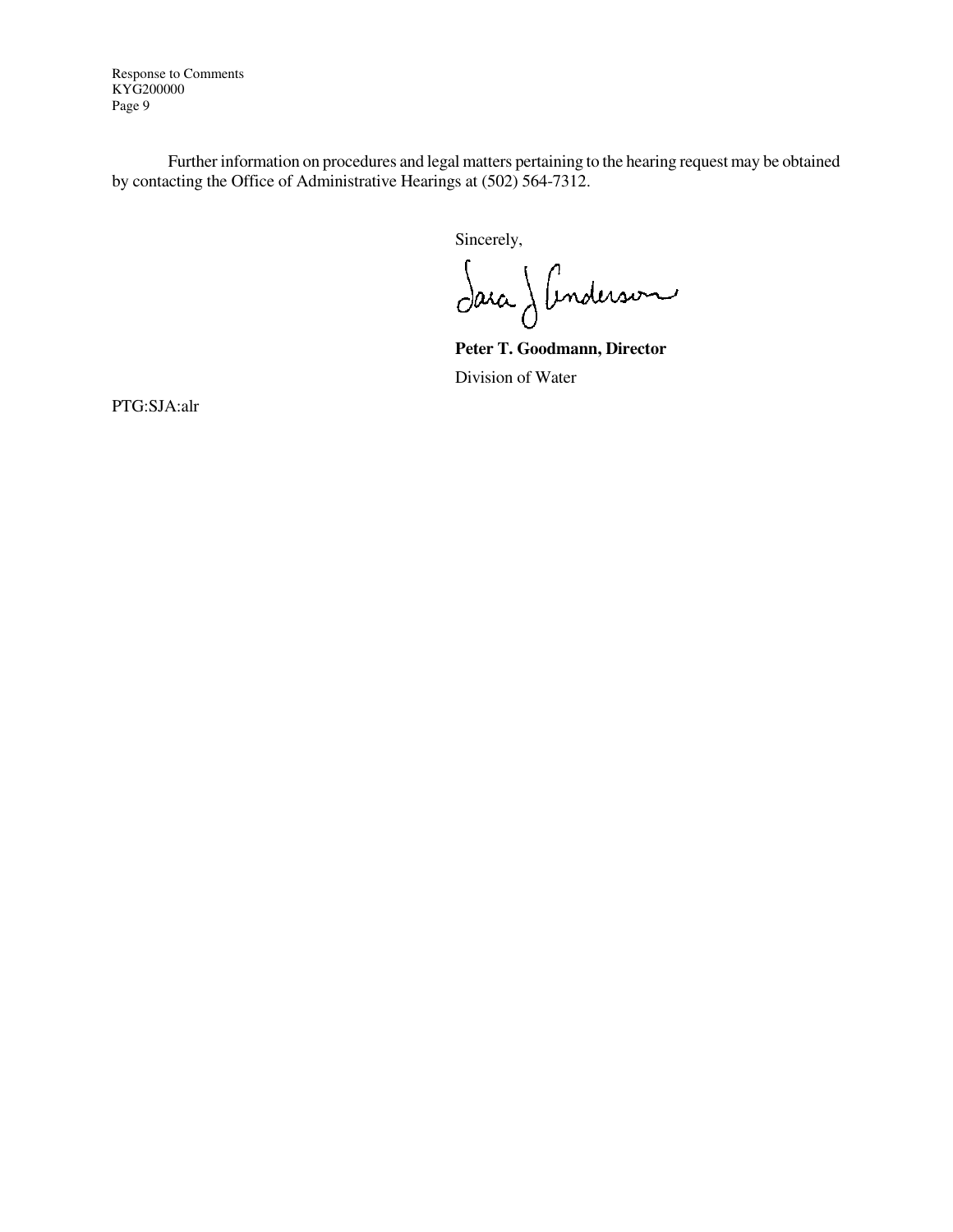Further information on procedures and legal matters pertaining to the hearing request may be obtained by contacting the Office of Administrative Hearings at (502) 564-7312.

Sincerely,

Sara J Anderson

**Peter T. Goodmann, Director**

Division of Water

PTG:SJA:alr